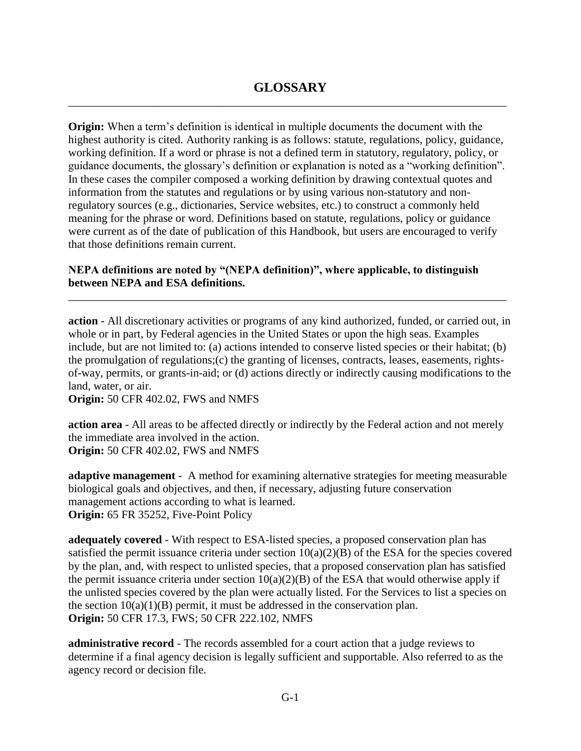# GLOSSARY

---

**Origin:** When a term's definition is identical in multiple documents the document with the highest authority is cited. Authority ranking is as follows: statute, regulations, policy, guidance, working definition. If a word or phrase is not a defined term in statutory, regulatory, policy, or guidance documents, the glossary's definition or explanation is noted as a "working definition". In these cases the compiler composed a working definition by drawing contextual quotes and information from the statutes and regulations or by using various non-statutory and non-regulatory sources (e.g., dictionaries, Service websites, etc.) to construct a commonly held meaning for the phrase or word. Definitions based on statute, regulations, policy or guidance were current as of the date of publication of this Handbook, but users are encouraged to verify that those definitions remain current.

**NEPA definitions are noted by "(NEPA definition)", where applicable, to distinguish between NEPA and ESA definitions.**

---

**action** - All discretionary activities or programs of any kind authorized, funded, or carried out, in whole or in part, by Federal agencies in the United States or upon the high seas. Examples include, but are not limited to: (a) actions intended to conserve listed species or their habitat; (b) the promulgation of regulations;(c) the granting of licenses, contracts, leases, easements, rights-of-way, permits, or grants-in-aid; or (d) actions directly or indirectly causing modifications to the land, water, or air.
**Origin:** 50 CFR 402.02, FWS and NMFS

**action area** - All areas to be affected directly or indirectly by the Federal action and not merely the immediate area involved in the action.
**Origin:** 50 CFR 402.02, FWS and NMFS

**adaptive management** - A method for examining alternative strategies for meeting measurable biological goals and objectives, and then, if necessary, adjusting future conservation management actions according to what is learned.
**Origin:** 65 FR 35252, Five-Point Policy

**adequately covered** - With respect to ESA-listed species, a proposed conservation plan has satisfied the permit issuance criteria under section 10(a)(2)(B) of the ESA for the species covered by the plan, and, with respect to unlisted species, that a proposed conservation plan has satisfied the permit issuance criteria under section 10(a)(2)(B) of the ESA that would otherwise apply if the unlisted species covered by the plan were actually listed. For the Services to list a species on the section 10(a)(1)(B) permit, it must be addressed in the conservation plan.
**Origin:** 50 CFR 17.3, FWS; 50 CFR 222.102, NMFS

**administrative record** - The records assembled for a court action that a judge reviews to determine if a final agency decision is legally sufficient and supportable. Also referred to as the agency record or decision file.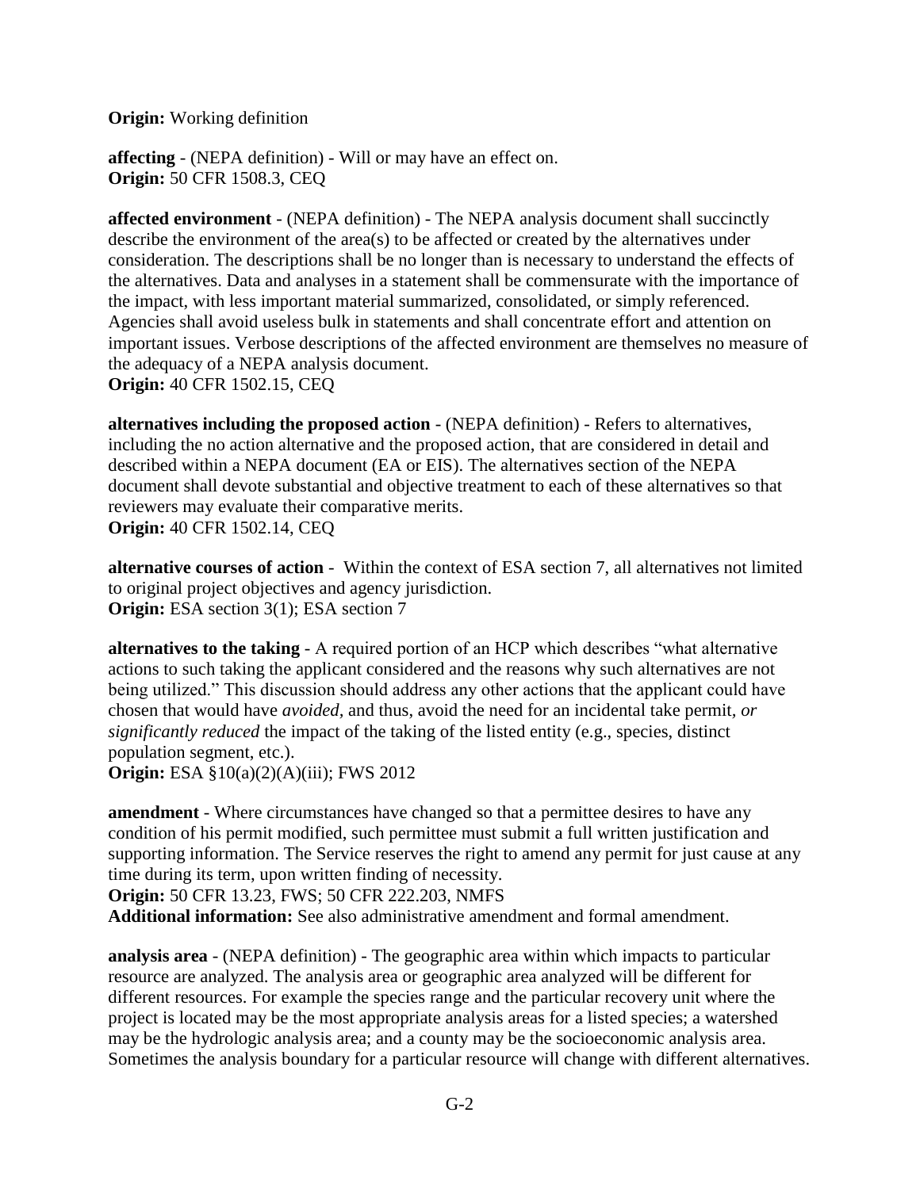**Origin:** Working definition

**affecting** - (NEPA definition) - Will or may have an effect on.
**Origin:** 50 CFR 1508.3, CEQ

**affected environment** - (NEPA definition) - The NEPA analysis document shall succinctly describe the environment of the area(s) to be affected or created by the alternatives under consideration. The descriptions shall be no longer than is necessary to understand the effects of the alternatives. Data and analyses in a statement shall be commensurate with the importance of the impact, with less important material summarized, consolidated, or simply referenced. Agencies shall avoid useless bulk in statements and shall concentrate effort and attention on important issues. Verbose descriptions of the affected environment are themselves no measure of the adequacy of a NEPA analysis document.
**Origin:** 40 CFR 1502.15, CEQ

**alternatives including the proposed action** - (NEPA definition) - Refers to alternatives, including the no action alternative and the proposed action, that are considered in detail and described within a NEPA document (EA or EIS). The alternatives section of the NEPA document shall devote substantial and objective treatment to each of these alternatives so that reviewers may evaluate their comparative merits.
**Origin:** 40 CFR 1502.14, CEQ

**alternative courses of action** - Within the context of ESA section 7, all alternatives not limited to original project objectives and agency jurisdiction.
**Origin:** ESA section 3(1); ESA section 7

**alternatives to the taking** - A required portion of an HCP which describes "what alternative actions to such taking the applicant considered and the reasons why such alternatives are not being utilized." This discussion should address any other actions that the applicant could have chosen that would have *avoided*, and thus, avoid the need for an incidental take permit, *or significantly reduced* the impact of the taking of the listed entity (e.g., species, distinct population segment, etc.).
**Origin:** ESA §10(a)(2)(A)(iii); FWS 2012

**amendment** - Where circumstances have changed so that a permittee desires to have any condition of his permit modified, such permittee must submit a full written justification and supporting information. The Service reserves the right to amend any permit for just cause at any time during its term, upon written finding of necessity.
**Origin:** 50 CFR 13.23, FWS; 50 CFR 222.203, NMFS
**Additional information:** See also administrative amendment and formal amendment.

**analysis area** - (NEPA definition) - The geographic area within which impacts to particular resource are analyzed. The analysis area or geographic area analyzed will be different for different resources. For example the species range and the particular recovery unit where the project is located may be the most appropriate analysis areas for a listed species; a watershed may be the hydrologic analysis area; and a county may be the socioeconomic analysis area. Sometimes the analysis boundary for a particular resource will change with different alternatives.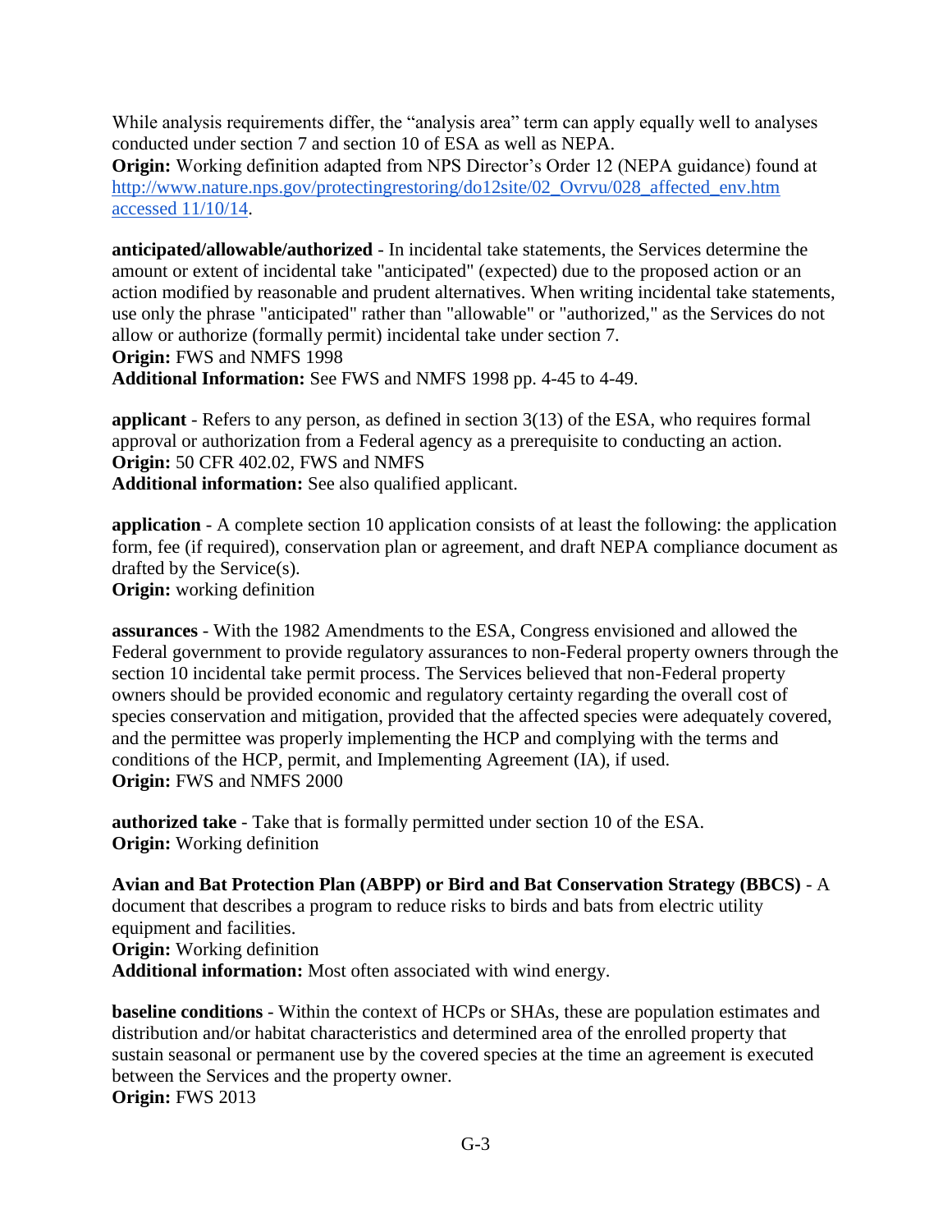While analysis requirements differ, the "analysis area" term can apply equally well to analyses conducted under section 7 and section 10 of ESA as well as NEPA.
**Origin:** Working definition adapted from NPS Director's Order 12 (NEPA guidance) found at [http://www.nature.nps.gov/protectingrestoring/do12site/02_Ovrvu/028_affected_env.htm accessed 11/10/14](http://www.nature.nps.gov/protectingrestoring/do12site/02_Ovrvu/028_affected_env.htm).

**anticipated/allowable/authorized** - In incidental take statements, the Services determine the amount or extent of incidental take "anticipated" (expected) due to the proposed action or an action modified by reasonable and prudent alternatives. When writing incidental take statements, use only the phrase "anticipated" rather than "allowable" or "authorized," as the Services do not allow or authorize (formally permit) incidental take under section 7.
**Origin:** FWS and NMFS 1998
**Additional Information:** See FWS and NMFS 1998 pp. 4-45 to 4-49.

**applicant** - Refers to any person, as defined in section 3(13) of the ESA, who requires formal approval or authorization from a Federal agency as a prerequisite to conducting an action.
**Origin:** 50 CFR 402.02, FWS and NMFS
**Additional information:** See also qualified applicant.

**application** - A complete section 10 application consists of at least the following: the application form, fee (if required), conservation plan or agreement, and draft NEPA compliance document as drafted by the Service(s).
**Origin:** working definition

**assurances** - With the 1982 Amendments to the ESA, Congress envisioned and allowed the Federal government to provide regulatory assurances to non-Federal property owners through the section 10 incidental take permit process. The Services believed that non-Federal property owners should be provided economic and regulatory certainty regarding the overall cost of species conservation and mitigation, provided that the affected species were adequately covered, and the permittee was properly implementing the HCP and complying with the terms and conditions of the HCP, permit, and Implementing Agreement (IA), if used.
**Origin:** FWS and NMFS 2000

**authorized take** - Take that is formally permitted under section 10 of the ESA.
**Origin:** Working definition

**Avian and Bat Protection Plan (ABPP) or Bird and Bat Conservation Strategy (BBCS)** - A document that describes a program to reduce risks to birds and bats from electric utility equipment and facilities.
**Origin:** Working definition
**Additional information:** Most often associated with wind energy.

**baseline conditions** - Within the context of HCPs or SHAs, these are population estimates and distribution and/or habitat characteristics and determined area of the enrolled property that sustain seasonal or permanent use by the covered species at the time an agreement is executed between the Services and the property owner.
**Origin:** FWS 2013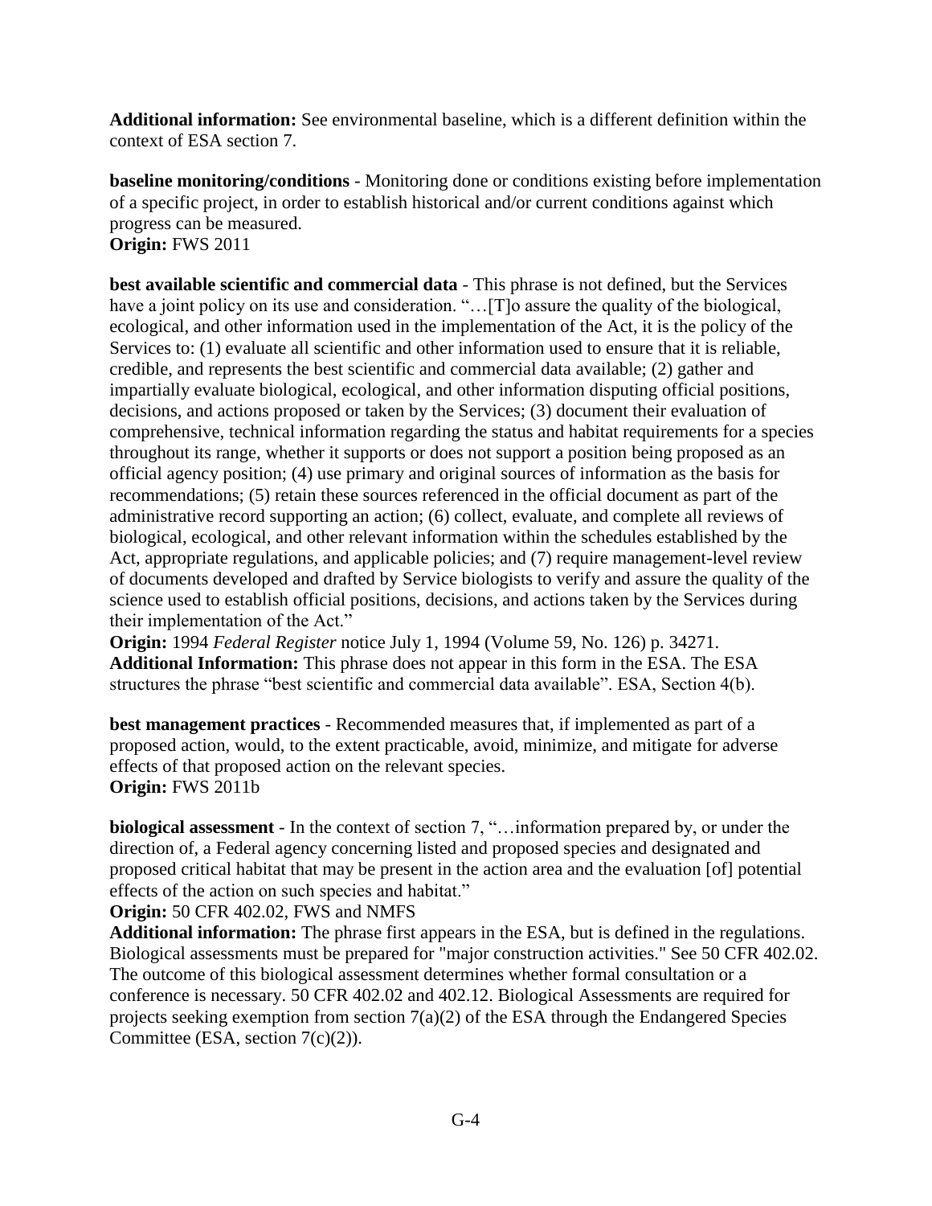**Additional information:** See environmental baseline, which is a different definition within the context of ESA section 7.

**baseline monitoring/conditions** - Monitoring done or conditions existing before implementation of a specific project, in order to establish historical and/or current conditions against which progress can be measured.
**Origin:** FWS 2011

**best available scientific and commercial data** - This phrase is not defined, but the Services have a joint policy on its use and consideration. "…[T]o assure the quality of the biological, ecological, and other information used in the implementation of the Act, it is the policy of the Services to: (1) evaluate all scientific and other information used to ensure that it is reliable, credible, and represents the best scientific and commercial data available; (2) gather and impartially evaluate biological, ecological, and other information disputing official positions, decisions, and actions proposed or taken by the Services; (3) document their evaluation of comprehensive, technical information regarding the status and habitat requirements for a species throughout its range, whether it supports or does not support a position being proposed as an official agency position; (4) use primary and original sources of information as the basis for recommendations; (5) retain these sources referenced in the official document as part of the administrative record supporting an action; (6) collect, evaluate, and complete all reviews of biological, ecological, and other relevant information within the schedules established by the Act, appropriate regulations, and applicable policies; and (7) require management-level review of documents developed and drafted by Service biologists to verify and assure the quality of the science used to establish official positions, decisions, and actions taken by the Services during their implementation of the Act."
**Origin:** 1994 *Federal Register* notice July 1, 1994 (Volume 59, No. 126) p. 34271.
**Additional Information:** This phrase does not appear in this form in the ESA. The ESA structures the phrase "best scientific and commercial data available". ESA, Section 4(b).

**best management practices** - Recommended measures that, if implemented as part of a proposed action, would, to the extent practicable, avoid, minimize, and mitigate for adverse effects of that proposed action on the relevant species.
**Origin:** FWS 2011b

**biological assessment** - In the context of section 7, "…information prepared by, or under the direction of, a Federal agency concerning listed and proposed species and designated and proposed critical habitat that may be present in the action area and the evaluation [of] potential effects of the action on such species and habitat."
**Origin:** 50 CFR 402.02, FWS and NMFS
**Additional information:** The phrase first appears in the ESA, but is defined in the regulations. Biological assessments must be prepared for "major construction activities." See 50 CFR 402.02. The outcome of this biological assessment determines whether formal consultation or a conference is necessary. 50 CFR 402.02 and 402.12. Biological Assessments are required for projects seeking exemption from section 7(a)(2) of the ESA through the Endangered Species Committee (ESA, section 7(c)(2)).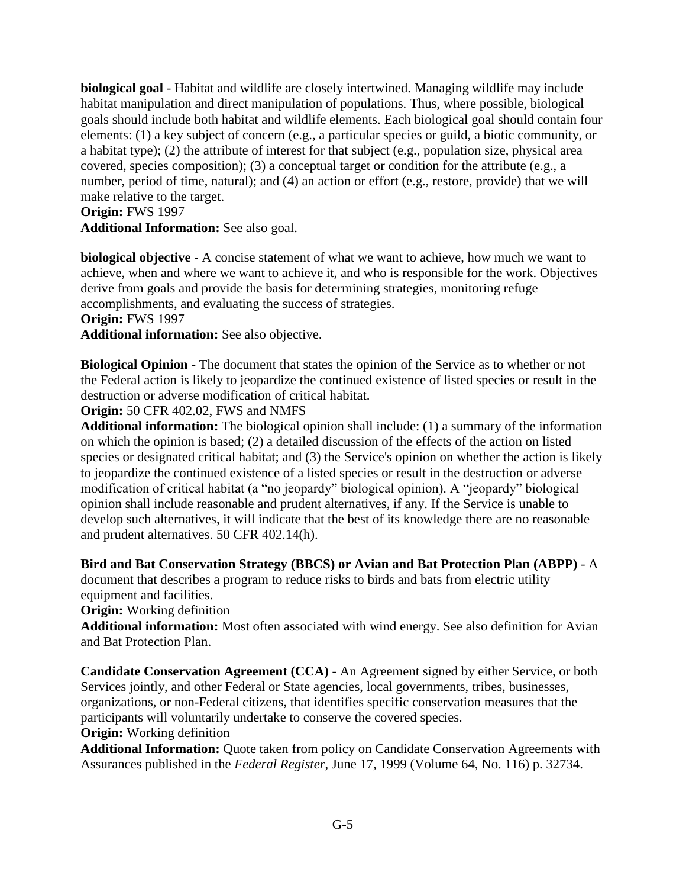**biological goal** - Habitat and wildlife are closely intertwined. Managing wildlife may include habitat manipulation and direct manipulation of populations. Thus, where possible, biological goals should include both habitat and wildlife elements. Each biological goal should contain four elements: (1) a key subject of concern (e.g., a particular species or guild, a biotic community, or a habitat type); (2) the attribute of interest for that subject (e.g., population size, physical area covered, species composition); (3) a conceptual target or condition for the attribute (e.g., a number, period of time, natural); and (4) an action or effort (e.g., restore, provide) that we will make relative to the target.
**Origin:** FWS 1997
**Additional Information:** See also goal.

**biological objective** - A concise statement of what we want to achieve, how much we want to achieve, when and where we want to achieve it, and who is responsible for the work. Objectives derive from goals and provide the basis for determining strategies, monitoring refuge accomplishments, and evaluating the success of strategies.
**Origin:** FWS 1997
**Additional information:** See also objective.

**Biological Opinion** - The document that states the opinion of the Service as to whether or not the Federal action is likely to jeopardize the continued existence of listed species or result in the destruction or adverse modification of critical habitat.
**Origin:** 50 CFR 402.02, FWS and NMFS
**Additional information:** The biological opinion shall include: (1) a summary of the information on which the opinion is based; (2) a detailed discussion of the effects of the action on listed species or designated critical habitat; and (3) the Service's opinion on whether the action is likely to jeopardize the continued existence of a listed species or result in the destruction or adverse modification of critical habitat (a "no jeopardy" biological opinion). A "jeopardy" biological opinion shall include reasonable and prudent alternatives, if any. If the Service is unable to develop such alternatives, it will indicate that the best of its knowledge there are no reasonable and prudent alternatives. 50 CFR 402.14(h).

**Bird and Bat Conservation Strategy (BBCS) or Avian and Bat Protection Plan (ABPP)** - A document that describes a program to reduce risks to birds and bats from electric utility equipment and facilities.
**Origin:** Working definition
**Additional information:** Most often associated with wind energy. See also definition for Avian and Bat Protection Plan.

**Candidate Conservation Agreement (CCA)** - An Agreement signed by either Service, or both Services jointly, and other Federal or State agencies, local governments, tribes, businesses, organizations, or non-Federal citizens, that identifies specific conservation measures that the participants will voluntarily undertake to conserve the covered species.
**Origin:** Working definition
**Additional Information:** Quote taken from policy on Candidate Conservation Agreements with Assurances published in the *Federal Register*, June 17, 1999 (Volume 64, No. 116) p. 32734.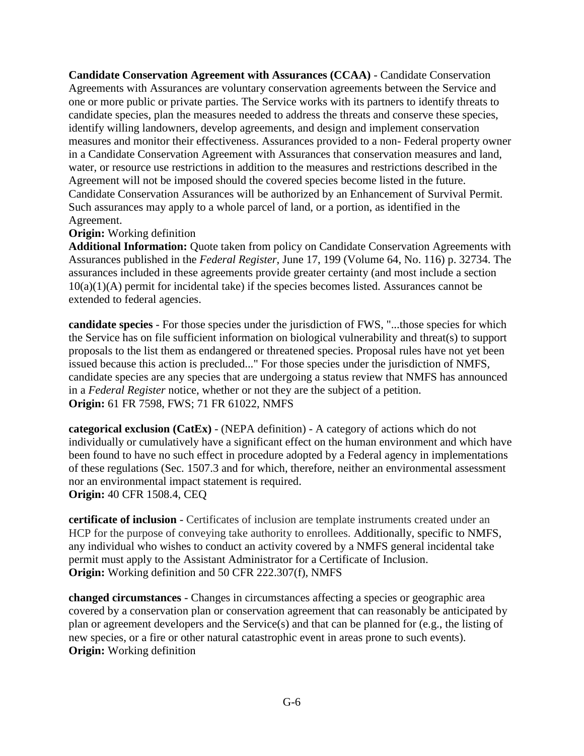**Candidate Conservation Agreement with Assurances (CCAA)** - Candidate Conservation Agreements with Assurances are voluntary conservation agreements between the Service and one or more public or private parties. The Service works with its partners to identify threats to candidate species, plan the measures needed to address the threats and conserve these species, identify willing landowners, develop agreements, and design and implement conservation measures and monitor their effectiveness. Assurances provided to a non- Federal property owner in a Candidate Conservation Agreement with Assurances that conservation measures and land, water, or resource use restrictions in addition to the measures and restrictions described in the Agreement will not be imposed should the covered species become listed in the future. Candidate Conservation Assurances will be authorized by an Enhancement of Survival Permit. Such assurances may apply to a whole parcel of land, or a portion, as identified in the Agreement.
**Origin:** Working definition
**Additional Information:** Quote taken from policy on Candidate Conservation Agreements with Assurances published in the *Federal Register*, June 17, 199 (Volume 64, No. 116) p. 32734. The assurances included in these agreements provide greater certainty (and most include a section 10(a)(1)(A) permit for incidental take) if the species becomes listed. Assurances cannot be extended to federal agencies.

**candidate species** - For those species under the jurisdiction of FWS, "...those species for which the Service has on file sufficient information on biological vulnerability and threat(s) to support proposals to the list them as endangered or threatened species. Proposal rules have not yet been issued because this action is precluded..." For those species under the jurisdiction of NMFS, candidate species are any species that are undergoing a status review that NMFS has announced in a *Federal Register* notice, whether or not they are the subject of a petition.
**Origin:** 61 FR 7598, FWS; 71 FR 61022, NMFS

**categorical exclusion (CatEx)** - (NEPA definition) - A category of actions which do not individually or cumulatively have a significant effect on the human environment and which have been found to have no such effect in procedure adopted by a Federal agency in implementations of these regulations (Sec. 1507.3 and for which, therefore, neither an environmental assessment nor an environmental impact statement is required.
**Origin:** 40 CFR 1508.4, CEQ

**certificate of inclusion** - Certificates of inclusion are template instruments created under an HCP for the purpose of conveying take authority to enrollees. Additionally, specific to NMFS, any individual who wishes to conduct an activity covered by a NMFS general incidental take permit must apply to the Assistant Administrator for a Certificate of Inclusion.
**Origin:** Working definition and 50 CFR 222.307(f), NMFS

**changed circumstances** - Changes in circumstances affecting a species or geographic area covered by a conservation plan or conservation agreement that can reasonably be anticipated by plan or agreement developers and the Service(s) and that can be planned for (e.g., the listing of new species, or a fire or other natural catastrophic event in areas prone to such events).
**Origin:** Working definition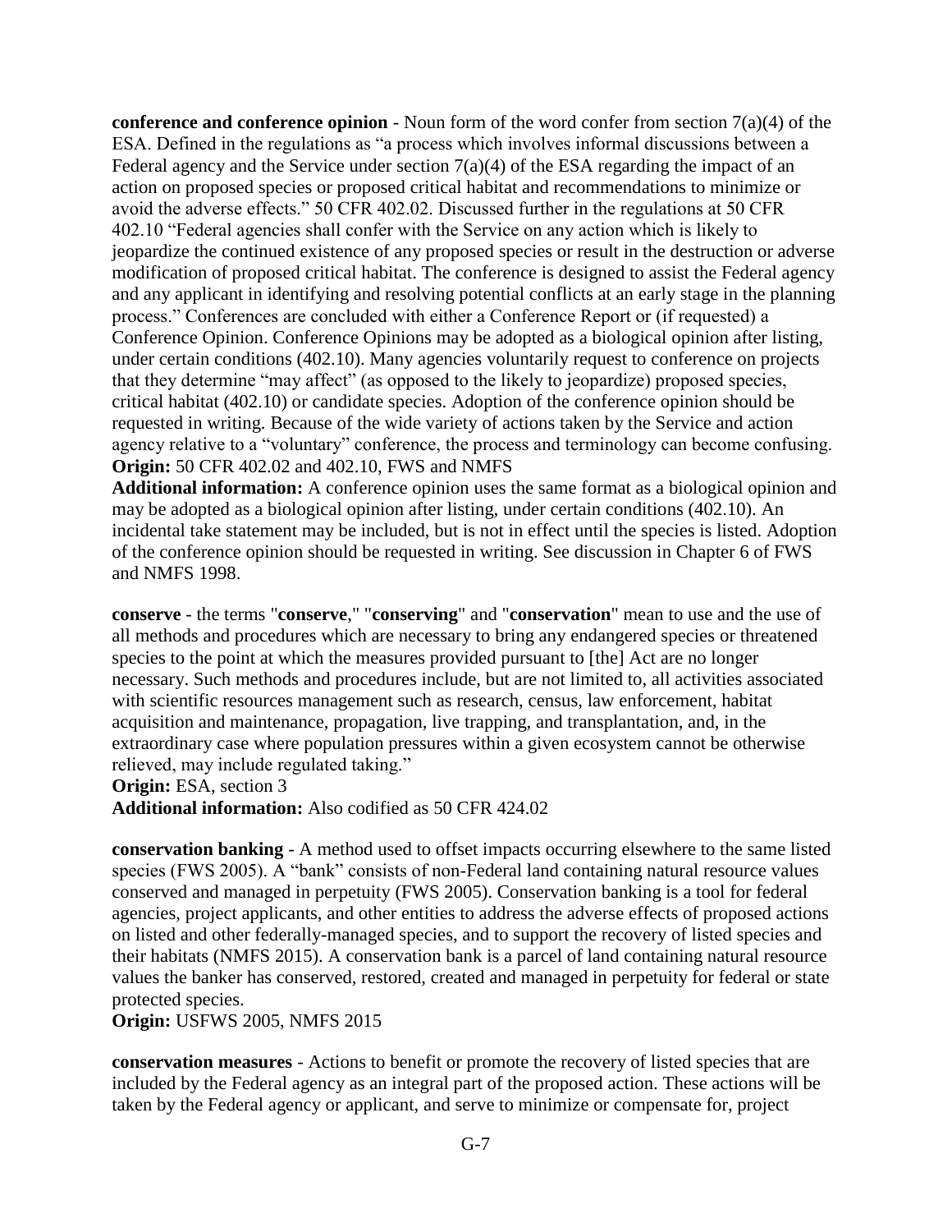**conference and conference opinion** - Noun form of the word confer from section 7(a)(4) of the ESA. Defined in the regulations as "a process which involves informal discussions between a Federal agency and the Service under section 7(a)(4) of the ESA regarding the impact of an action on proposed species or proposed critical habitat and recommendations to minimize or avoid the adverse effects." 50 CFR 402.02. Discussed further in the regulations at 50 CFR 402.10 "Federal agencies shall confer with the Service on any action which is likely to jeopardize the continued existence of any proposed species or result in the destruction or adverse modification of proposed critical habitat. The conference is designed to assist the Federal agency and any applicant in identifying and resolving potential conflicts at an early stage in the planning process." Conferences are concluded with either a Conference Report or (if requested) a Conference Opinion. Conference Opinions may be adopted as a biological opinion after listing, under certain conditions (402.10). Many agencies voluntarily request to conference on projects that they determine "may affect" (as opposed to the likely to jeopardize) proposed species, critical habitat (402.10) or candidate species. Adoption of the conference opinion should be requested in writing. Because of the wide variety of actions taken by the Service and action agency relative to a "voluntary" conference, the process and terminology can become confusing.
**Origin:** 50 CFR 402.02 and 402.10, FWS and NMFS
**Additional information:** A conference opinion uses the same format as a biological opinion and may be adopted as a biological opinion after listing, under certain conditions (402.10). An incidental take statement may be included, but is not in effect until the species is listed. Adoption of the conference opinion should be requested in writing. See discussion in Chapter 6 of FWS and NMFS 1998.

**conserve** - the terms "**conserve**," "**conserving**" and "**conservation**" mean to use and the use of all methods and procedures which are necessary to bring any endangered species or threatened species to the point at which the measures provided pursuant to [the] Act are no longer necessary. Such methods and procedures include, but are not limited to, all activities associated with scientific resources management such as research, census, law enforcement, habitat acquisition and maintenance, propagation, live trapping, and transplantation, and, in the extraordinary case where population pressures within a given ecosystem cannot be otherwise relieved, may include regulated taking."
**Origin:** ESA, section 3
**Additional information:** Also codified as 50 CFR 424.02

**conservation banking** - A method used to offset impacts occurring elsewhere to the same listed species (FWS 2005). A "bank" consists of non-Federal land containing natural resource values conserved and managed in perpetuity (FWS 2005). Conservation banking is a tool for federal agencies, project applicants, and other entities to address the adverse effects of proposed actions on listed and other federally-managed species, and to support the recovery of listed species and their habitats (NMFS 2015). A conservation bank is a parcel of land containing natural resource values the banker has conserved, restored, created and managed in perpetuity for federal or state protected species.
**Origin:** USFWS 2005, NMFS 2015

**conservation measures** - Actions to benefit or promote the recovery of listed species that are included by the Federal agency as an integral part of the proposed action. These actions will be taken by the Federal agency or applicant, and serve to minimize or compensate for, project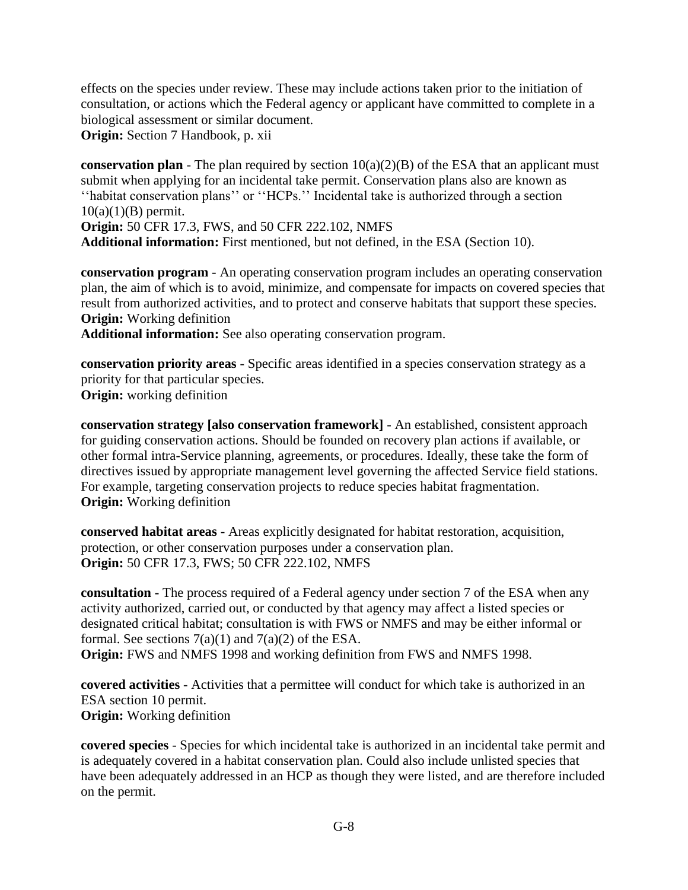effects on the species under review. These may include actions taken prior to the initiation of consultation, or actions which the Federal agency or applicant have committed to complete in a biological assessment or similar document.
**Origin:** Section 7 Handbook, p. xii

**conservation plan** - The plan required by section 10(a)(2)(B) of the ESA that an applicant must submit when applying for an incidental take permit. Conservation plans also are known as ''habitat conservation plans'' or ''HCPs.'' Incidental take is authorized through a section 10(a)(1)(B) permit.
**Origin:** 50 CFR 17.3, FWS, and 50 CFR 222.102, NMFS
**Additional information:** First mentioned, but not defined, in the ESA (Section 10).

**conservation program** - An operating conservation program includes an operating conservation plan, the aim of which is to avoid, minimize, and compensate for impacts on covered species that result from authorized activities, and to protect and conserve habitats that support these species.
**Origin:** Working definition
**Additional information:** See also operating conservation program.

**conservation priority areas** - Specific areas identified in a species conservation strategy as a priority for that particular species.
**Origin:** working definition

**conservation strategy [also conservation framework]** - An established, consistent approach for guiding conservation actions. Should be founded on recovery plan actions if available, or other formal intra-Service planning, agreements, or procedures. Ideally, these take the form of directives issued by appropriate management level governing the affected Service field stations. For example, targeting conservation projects to reduce species habitat fragmentation.
**Origin:** Working definition

**conserved habitat areas** - Areas explicitly designated for habitat restoration, acquisition, protection, or other conservation purposes under a conservation plan.
**Origin:** 50 CFR 17.3, FWS; 50 CFR 222.102, NMFS

**consultation** - The process required of a Federal agency under section 7 of the ESA when any activity authorized, carried out, or conducted by that agency may affect a listed species or designated critical habitat; consultation is with FWS or NMFS and may be either informal or formal. See sections 7(a)(1) and 7(a)(2) of the ESA.
**Origin:** FWS and NMFS 1998 and working definition from FWS and NMFS 1998.

**covered activities** - Activities that a permittee will conduct for which take is authorized in an ESA section 10 permit.
**Origin:** Working definition

**covered species** - Species for which incidental take is authorized in an incidental take permit and is adequately covered in a habitat conservation plan. Could also include unlisted species that have been adequately addressed in an HCP as though they were listed, and are therefore included on the permit.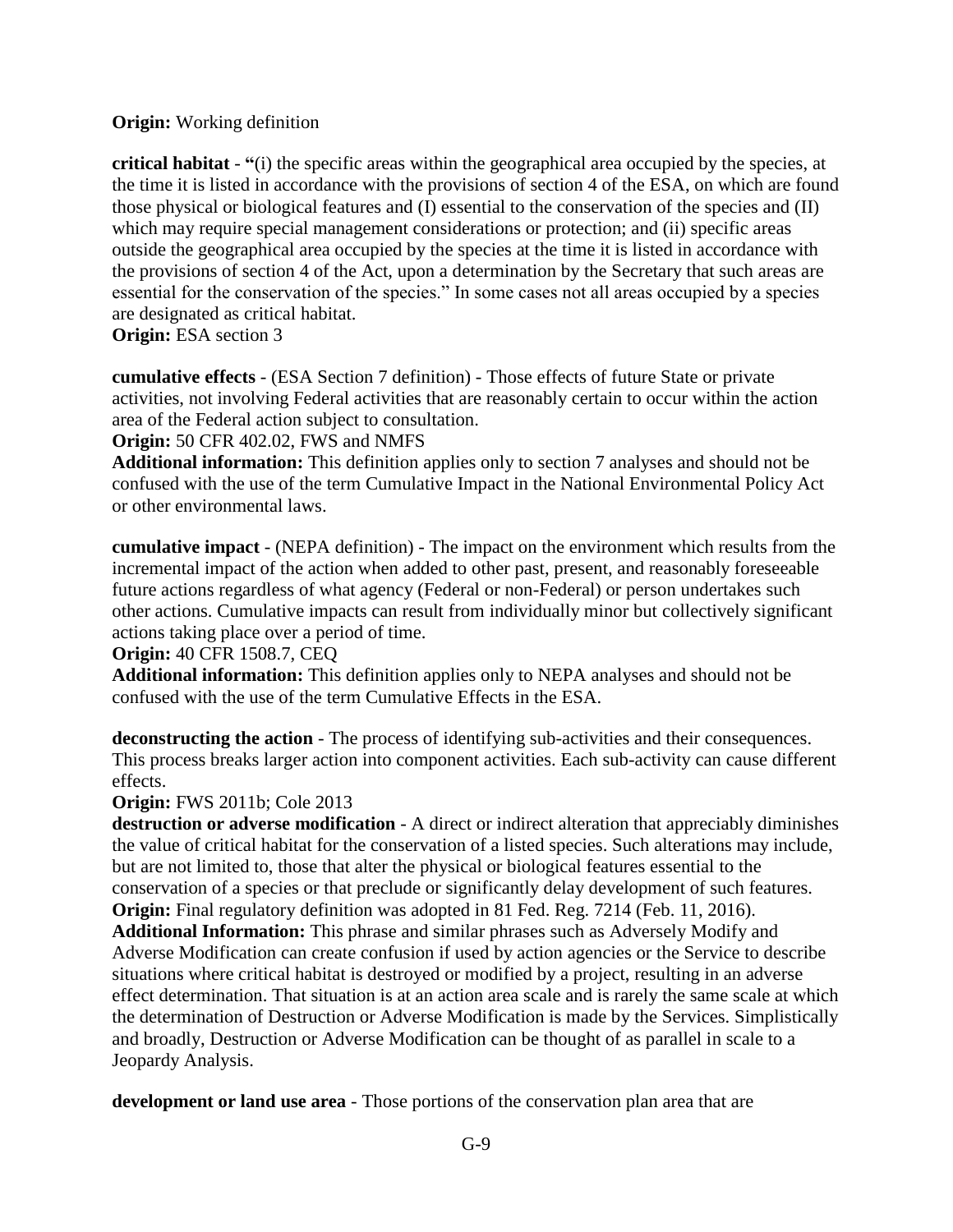**Origin:** Working definition

**critical habitat** - **"**(i) the specific areas within the geographical area occupied by the species, at the time it is listed in accordance with the provisions of section 4 of the ESA, on which are found those physical or biological features and (I) essential to the conservation of the species and (II) which may require special management considerations or protection; and (ii) specific areas outside the geographical area occupied by the species at the time it is listed in accordance with the provisions of section 4 of the Act, upon a determination by the Secretary that such areas are essential for the conservation of the species." In some cases not all areas occupied by a species are designated as critical habitat.
**Origin:** ESA section 3

**cumulative effects** - (ESA Section 7 definition) - Those effects of future State or private activities, not involving Federal activities that are reasonably certain to occur within the action area of the Federal action subject to consultation.
**Origin:** 50 CFR 402.02, FWS and NMFS
**Additional information:** This definition applies only to section 7 analyses and should not be confused with the use of the term Cumulative Impact in the National Environmental Policy Act or other environmental laws.

**cumulative impact** - (NEPA definition) - The impact on the environment which results from the incremental impact of the action when added to other past, present, and reasonably foreseeable future actions regardless of what agency (Federal or non-Federal) or person undertakes such other actions. Cumulative impacts can result from individually minor but collectively significant actions taking place over a period of time.
**Origin:** 40 CFR 1508.7, CEQ
**Additional information:** This definition applies only to NEPA analyses and should not be confused with the use of the term Cumulative Effects in the ESA.

**deconstructing the action** - The process of identifying sub-activities and their consequences. This process breaks larger action into component activities. Each sub-activity can cause different effects.
**Origin:** FWS 2011b; Cole 2013

**destruction or adverse modification** - A direct or indirect alteration that appreciably diminishes the value of critical habitat for the conservation of a listed species. Such alterations may include, but are not limited to, those that alter the physical or biological features essential to the conservation of a species or that preclude or significantly delay development of such features.
**Origin:** Final regulatory definition was adopted in 81 Fed. Reg. 7214 (Feb. 11, 2016).
**Additional Information:** This phrase and similar phrases such as Adversely Modify and Adverse Modification can create confusion if used by action agencies or the Service to describe situations where critical habitat is destroyed or modified by a project, resulting in an adverse effect determination. That situation is at an action area scale and is rarely the same scale at which the determination of Destruction or Adverse Modification is made by the Services. Simplistically and broadly, Destruction or Adverse Modification can be thought of as parallel in scale to a Jeopardy Analysis.

**development or land use area** - Those portions of the conservation plan area that are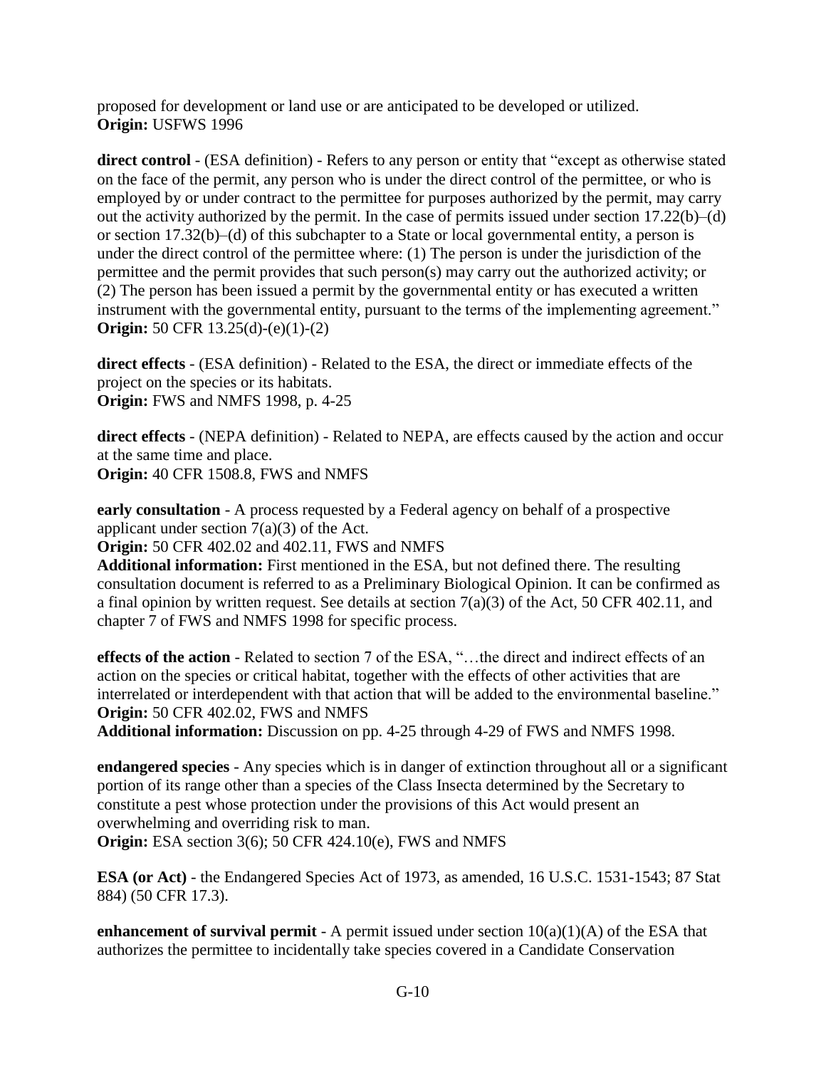proposed for development or land use or are anticipated to be developed or utilized.
**Origin:** USFWS 1996

**direct control** - (ESA definition) - Refers to any person or entity that "except as otherwise stated on the face of the permit, any person who is under the direct control of the permittee, or who is employed by or under contract to the permittee for purposes authorized by the permit, may carry out the activity authorized by the permit. In the case of permits issued under section 17.22(b)–(d) or section 17.32(b)–(d) of this subchapter to a State or local governmental entity, a person is under the direct control of the permittee where: (1) The person is under the jurisdiction of the permittee and the permit provides that such person(s) may carry out the authorized activity; or (2) The person has been issued a permit by the governmental entity or has executed a written instrument with the governmental entity, pursuant to the terms of the implementing agreement."
**Origin:** 50 CFR 13.25(d)-(e)(1)-(2)

**direct effects** - (ESA definition) - Related to the ESA, the direct or immediate effects of the project on the species or its habitats.
**Origin:** FWS and NMFS 1998, p. 4-25

**direct effects** - (NEPA definition) - Related to NEPA, are effects caused by the action and occur at the same time and place.
**Origin:** 40 CFR 1508.8, FWS and NMFS

**early consultation** - A process requested by a Federal agency on behalf of a prospective applicant under section 7(a)(3) of the Act.
**Origin:** 50 CFR 402.02 and 402.11, FWS and NMFS
**Additional information:** First mentioned in the ESA, but not defined there. The resulting consultation document is referred to as a Preliminary Biological Opinion. It can be confirmed as a final opinion by written request. See details at section 7(a)(3) of the Act, 50 CFR 402.11, and chapter 7 of FWS and NMFS 1998 for specific process.

**effects of the action** - Related to section 7 of the ESA, "…the direct and indirect effects of an action on the species or critical habitat, together with the effects of other activities that are interrelated or interdependent with that action that will be added to the environmental baseline."
**Origin:** 50 CFR 402.02, FWS and NMFS
**Additional information:** Discussion on pp. 4-25 through 4-29 of FWS and NMFS 1998.

**endangered species** - Any species which is in danger of extinction throughout all or a significant portion of its range other than a species of the Class Insecta determined by the Secretary to constitute a pest whose protection under the provisions of this Act would present an overwhelming and overriding risk to man.
**Origin:** ESA section 3(6); 50 CFR 424.10(e), FWS and NMFS

**ESA (or Act)** - the Endangered Species Act of 1973, as amended, 16 U.S.C. 1531-1543; 87 Stat 884) (50 CFR 17.3).

**enhancement of survival permit** - A permit issued under section 10(a)(1)(A) of the ESA that authorizes the permittee to incidentally take species covered in a Candidate Conservation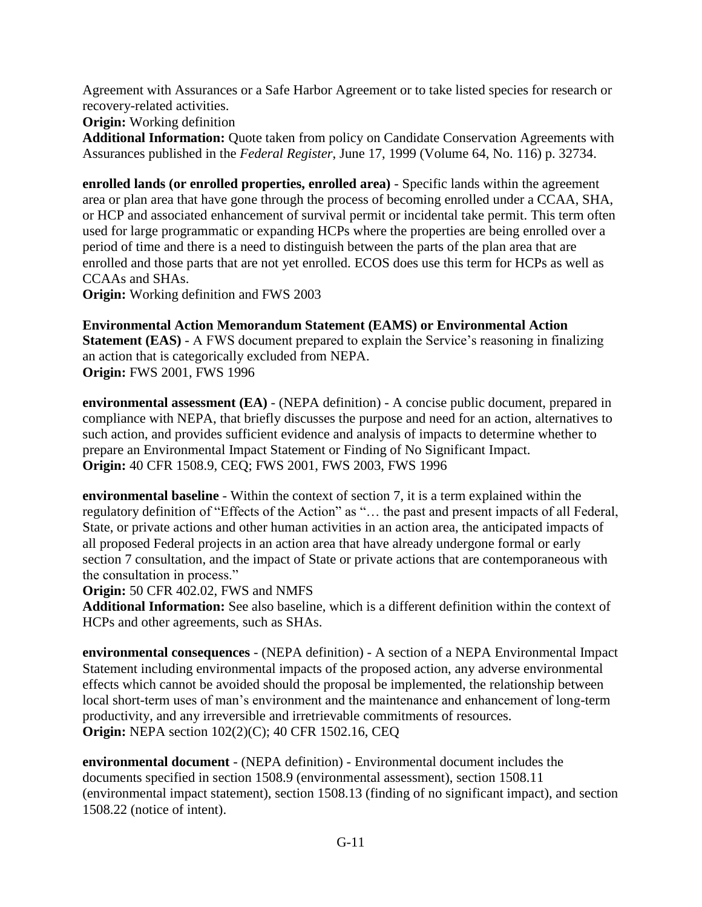Agreement with Assurances or a Safe Harbor Agreement or to take listed species for research or recovery-related activities.
**Origin:** Working definition
**Additional Information:** Quote taken from policy on Candidate Conservation Agreements with Assurances published in the *Federal Register*, June 17, 1999 (Volume 64, No. 116) p. 32734.

**enrolled lands (or enrolled properties, enrolled area)** - Specific lands within the agreement area or plan area that have gone through the process of becoming enrolled under a CCAA, SHA, or HCP and associated enhancement of survival permit or incidental take permit. This term often used for large programmatic or expanding HCPs where the properties are being enrolled over a period of time and there is a need to distinguish between the parts of the plan area that are enrolled and those parts that are not yet enrolled. ECOS does use this term for HCPs as well as CCAAs and SHAs.
**Origin:** Working definition and FWS 2003

**Environmental Action Memorandum Statement (EAMS) or Environmental Action Statement (EAS)** - A FWS document prepared to explain the Service's reasoning in finalizing an action that is categorically excluded from NEPA.
**Origin:** FWS 2001, FWS 1996

**environmental assessment (EA)** - (NEPA definition) - A concise public document, prepared in compliance with NEPA, that briefly discusses the purpose and need for an action, alternatives to such action, and provides sufficient evidence and analysis of impacts to determine whether to prepare an Environmental Impact Statement or Finding of No Significant Impact.
**Origin:** 40 CFR 1508.9, CEQ; FWS 2001, FWS 2003, FWS 1996

**environmental baseline** - Within the context of section 7, it is a term explained within the regulatory definition of "Effects of the Action" as "… the past and present impacts of all Federal, State, or private actions and other human activities in an action area, the anticipated impacts of all proposed Federal projects in an action area that have already undergone formal or early section 7 consultation, and the impact of State or private actions that are contemporaneous with the consultation in process."
**Origin:** 50 CFR 402.02, FWS and NMFS
**Additional Information:** See also baseline, which is a different definition within the context of HCPs and other agreements, such as SHAs.

**environmental consequences** - (NEPA definition) - A section of a NEPA Environmental Impact Statement including environmental impacts of the proposed action, any adverse environmental effects which cannot be avoided should the proposal be implemented, the relationship between local short-term uses of man's environment and the maintenance and enhancement of long-term productivity, and any irreversible and irretrievable commitments of resources.
**Origin:** NEPA section 102(2)(C); 40 CFR 1502.16, CEQ

**environmental document** - (NEPA definition) - Environmental document includes the documents specified in section 1508.9 (environmental assessment), section 1508.11 (environmental impact statement), section 1508.13 (finding of no significant impact), and section 1508.22 (notice of intent).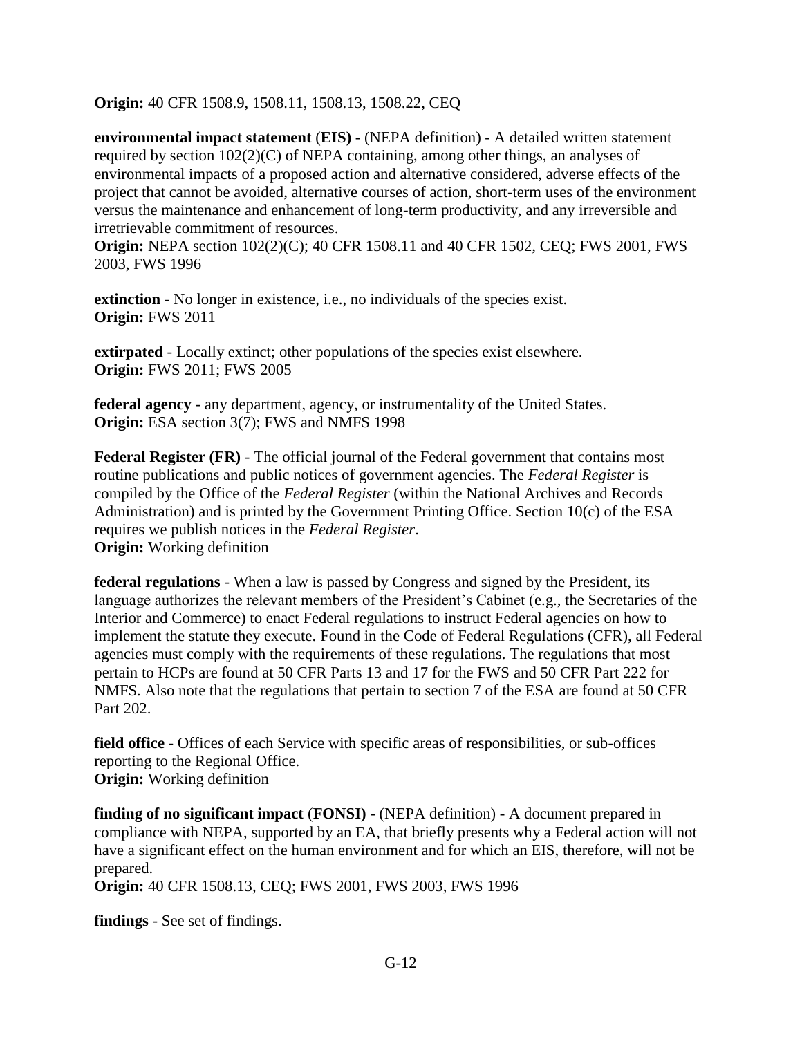**Origin:** 40 CFR 1508.9, 1508.11, 1508.13, 1508.22, CEQ

**environmental impact statement** (**EIS**) - (NEPA definition) - A detailed written statement required by section 102(2)(C) of NEPA containing, among other things, an analyses of environmental impacts of a proposed action and alternative considered, adverse effects of the project that cannot be avoided, alternative courses of action, short-term uses of the environment versus the maintenance and enhancement of long-term productivity, and any irreversible and irretrievable commitment of resources.
**Origin:** NEPA section 102(2)(C); 40 CFR 1508.11 and 40 CFR 1502, CEQ; FWS 2001, FWS 2003, FWS 1996

**extinction** - No longer in existence, i.e., no individuals of the species exist.
**Origin:** FWS 2011

**extirpated** - Locally extinct; other populations of the species exist elsewhere.
**Origin:** FWS 2011; FWS 2005

**federal agency** - any department, agency, or instrumentality of the United States.
**Origin:** ESA section 3(7); FWS and NMFS 1998

**Federal Register (FR)** - The official journal of the Federal government that contains most routine publications and public notices of government agencies. The *Federal Register* is compiled by the Office of the *Federal Register* (within the National Archives and Records Administration) and is printed by the Government Printing Office. Section 10(c) of the ESA requires we publish notices in the *Federal Register*.
**Origin:** Working definition

**federal regulations** - When a law is passed by Congress and signed by the President, its language authorizes the relevant members of the President's Cabinet (e.g., the Secretaries of the Interior and Commerce) to enact Federal regulations to instruct Federal agencies on how to implement the statute they execute. Found in the Code of Federal Regulations (CFR), all Federal agencies must comply with the requirements of these regulations. The regulations that most pertain to HCPs are found at 50 CFR Parts 13 and 17 for the FWS and 50 CFR Part 222 for NMFS. Also note that the regulations that pertain to section 7 of the ESA are found at 50 CFR Part 202.

**field office** - Offices of each Service with specific areas of responsibilities, or sub-offices reporting to the Regional Office.
**Origin:** Working definition

**finding of no significant impact** (**FONSI**) - (NEPA definition) - A document prepared in compliance with NEPA, supported by an EA, that briefly presents why a Federal action will not have a significant effect on the human environment and for which an EIS, therefore, will not be prepared.
**Origin:** 40 CFR 1508.13, CEQ; FWS 2001, FWS 2003, FWS 1996

**findings** - See set of findings.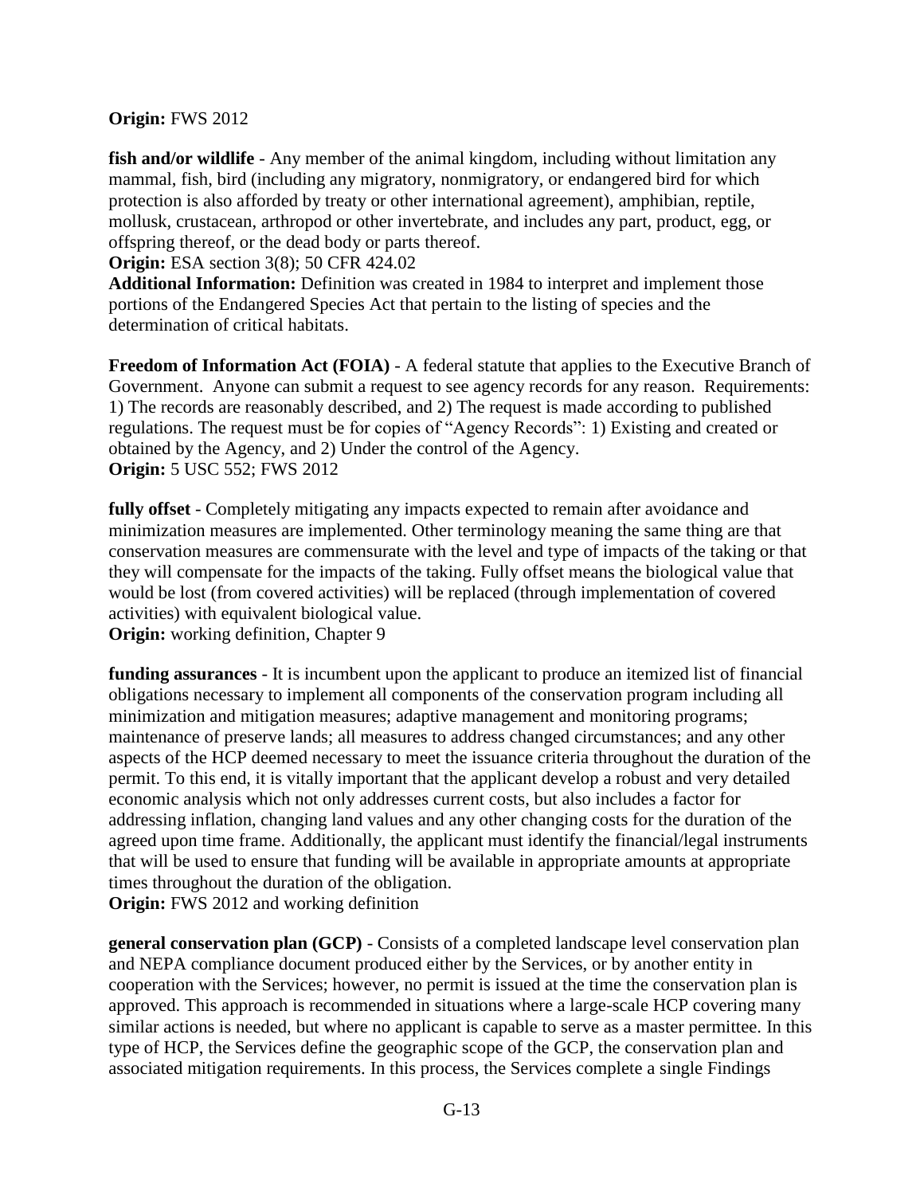**Origin:** FWS 2012

**fish and/or wildlife** - Any member of the animal kingdom, including without limitation any mammal, fish, bird (including any migratory, nonmigratory, or endangered bird for which protection is also afforded by treaty or other international agreement), amphibian, reptile, mollusk, crustacean, arthropod or other invertebrate, and includes any part, product, egg, or offspring thereof, or the dead body or parts thereof.
**Origin:** ESA section 3(8); 50 CFR 424.02
**Additional Information:** Definition was created in 1984 to interpret and implement those portions of the Endangered Species Act that pertain to the listing of species and the determination of critical habitats.

**Freedom of Information Act (FOIA)** - A federal statute that applies to the Executive Branch of Government. Anyone can submit a request to see agency records for any reason. Requirements: 1) The records are reasonably described, and 2) The request is made according to published regulations. The request must be for copies of "Agency Records": 1) Existing and created or obtained by the Agency, and 2) Under the control of the Agency.
**Origin:** 5 USC 552; FWS 2012

**fully offset** - Completely mitigating any impacts expected to remain after avoidance and minimization measures are implemented. Other terminology meaning the same thing are that conservation measures are commensurate with the level and type of impacts of the taking or that they will compensate for the impacts of the taking. Fully offset means the biological value that would be lost (from covered activities) will be replaced (through implementation of covered activities) with equivalent biological value.
**Origin:** working definition, Chapter 9

**funding assurances** - It is incumbent upon the applicant to produce an itemized list of financial obligations necessary to implement all components of the conservation program including all minimization and mitigation measures; adaptive management and monitoring programs; maintenance of preserve lands; all measures to address changed circumstances; and any other aspects of the HCP deemed necessary to meet the issuance criteria throughout the duration of the permit. To this end, it is vitally important that the applicant develop a robust and very detailed economic analysis which not only addresses current costs, but also includes a factor for addressing inflation, changing land values and any other changing costs for the duration of the agreed upon time frame. Additionally, the applicant must identify the financial/legal instruments that will be used to ensure that funding will be available in appropriate amounts at appropriate times throughout the duration of the obligation.
**Origin:** FWS 2012 and working definition

**general conservation plan (GCP)** - Consists of a completed landscape level conservation plan and NEPA compliance document produced either by the Services, or by another entity in cooperation with the Services; however, no permit is issued at the time the conservation plan is approved. This approach is recommended in situations where a large-scale HCP covering many similar actions is needed, but where no applicant is capable to serve as a master permittee. In this type of HCP, the Services define the geographic scope of the GCP, the conservation plan and associated mitigation requirements. In this process, the Services complete a single Findings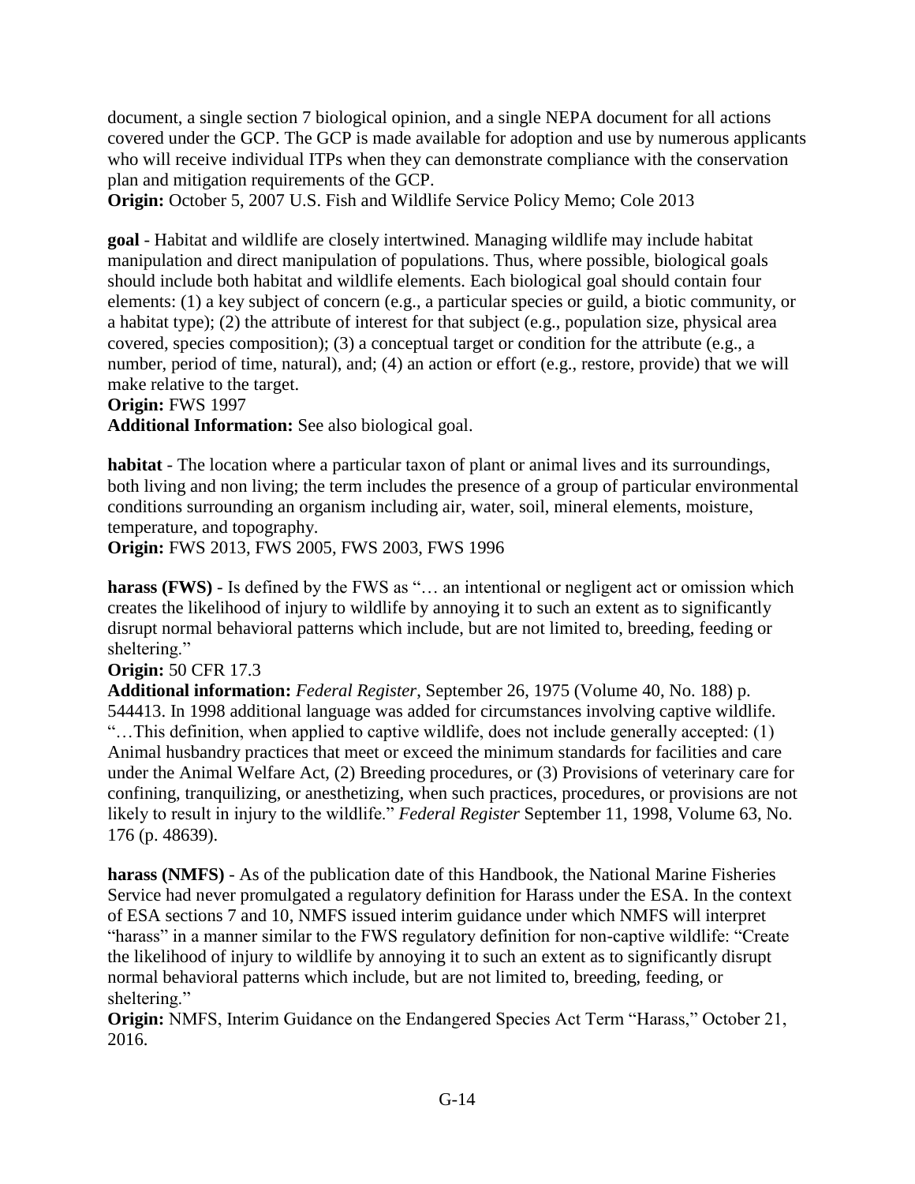document, a single section 7 biological opinion, and a single NEPA document for all actions covered under the GCP. The GCP is made available for adoption and use by numerous applicants who will receive individual ITPs when they can demonstrate compliance with the conservation plan and mitigation requirements of the GCP.
**Origin:** October 5, 2007 U.S. Fish and Wildlife Service Policy Memo; Cole 2013

**goal** - Habitat and wildlife are closely intertwined. Managing wildlife may include habitat manipulation and direct manipulation of populations. Thus, where possible, biological goals should include both habitat and wildlife elements. Each biological goal should contain four elements: (1) a key subject of concern (e.g., a particular species or guild, a biotic community, or a habitat type); (2) the attribute of interest for that subject (e.g., population size, physical area covered, species composition); (3) a conceptual target or condition for the attribute (e.g., a number, period of time, natural), and; (4) an action or effort (e.g., restore, provide) that we will make relative to the target.
**Origin:** FWS 1997
**Additional Information:** See also biological goal.

**habitat** - The location where a particular taxon of plant or animal lives and its surroundings, both living and non living; the term includes the presence of a group of particular environmental conditions surrounding an organism including air, water, soil, mineral elements, moisture, temperature, and topography.
**Origin:** FWS 2013, FWS 2005, FWS 2003, FWS 1996

**harass (FWS)** - Is defined by the FWS as "… an intentional or negligent act or omission which creates the likelihood of injury to wildlife by annoying it to such an extent as to significantly disrupt normal behavioral patterns which include, but are not limited to, breeding, feeding or sheltering."
**Origin:** 50 CFR 17.3
**Additional information:** *Federal Register*, September 26, 1975 (Volume 40, No. 188) p. 544413. In 1998 additional language was added for circumstances involving captive wildlife. "…This definition, when applied to captive wildlife, does not include generally accepted: (1) Animal husbandry practices that meet or exceed the minimum standards for facilities and care under the Animal Welfare Act, (2) Breeding procedures, or (3) Provisions of veterinary care for confining, tranquilizing, or anesthetizing, when such practices, procedures, or provisions are not likely to result in injury to the wildlife." *Federal Register* September 11, 1998, Volume 63, No. 176 (p. 48639).

**harass (NMFS)** - As of the publication date of this Handbook, the National Marine Fisheries Service had never promulgated a regulatory definition for Harass under the ESA. In the context of ESA sections 7 and 10, NMFS issued interim guidance under which NMFS will interpret "harass" in a manner similar to the FWS regulatory definition for non-captive wildlife: "Create the likelihood of injury to wildlife by annoying it to such an extent as to significantly disrupt normal behavioral patterns which include, but are not limited to, breeding, feeding, or sheltering."
**Origin:** NMFS, Interim Guidance on the Endangered Species Act Term "Harass," October 21, 2016.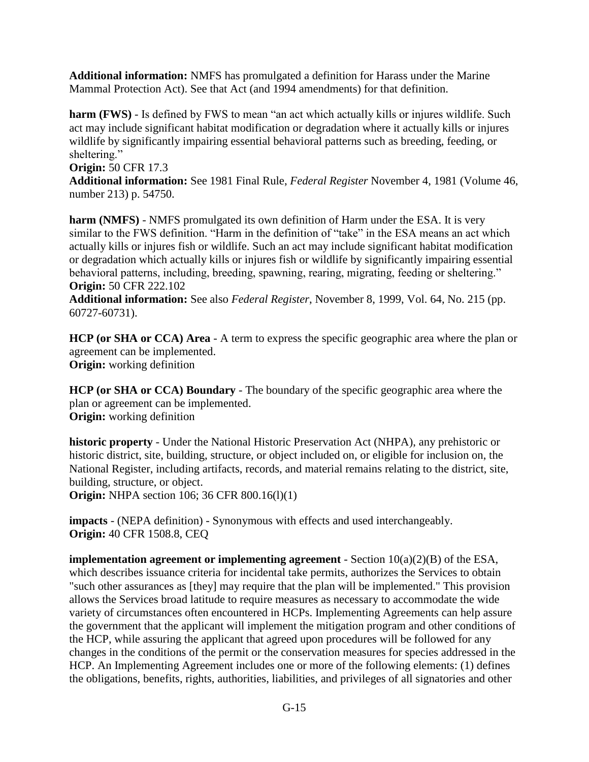**Additional information:** NMFS has promulgated a definition for Harass under the Marine Mammal Protection Act). See that Act (and 1994 amendments) for that definition.

**harm (FWS)** - Is defined by FWS to mean "an act which actually kills or injures wildlife. Such act may include significant habitat modification or degradation where it actually kills or injures wildlife by significantly impairing essential behavioral patterns such as breeding, feeding, or sheltering."
**Origin:** 50 CFR 17.3
**Additional information:** See 1981 Final Rule, *Federal Register* November 4, 1981 (Volume 46, number 213) p. 54750.

**harm (NMFS)** - NMFS promulgated its own definition of Harm under the ESA. It is very similar to the FWS definition. "Harm in the definition of "take" in the ESA means an act which actually kills or injures fish or wildlife. Such an act may include significant habitat modification or degradation which actually kills or injures fish or wildlife by significantly impairing essential behavioral patterns, including, breeding, spawning, rearing, migrating, feeding or sheltering."
**Origin:** 50 CFR 222.102
**Additional information:** See also *Federal Register*, November 8, 1999, Vol. 64, No. 215 (pp. 60727-60731).

**HCP (or SHA or CCA) Area** - A term to express the specific geographic area where the plan or agreement can be implemented.
**Origin:** working definition

**HCP (or SHA or CCA) Boundary** - The boundary of the specific geographic area where the plan or agreement can be implemented.
**Origin:** working definition

**historic property** - Under the National Historic Preservation Act (NHPA), any prehistoric or historic district, site, building, structure, or object included on, or eligible for inclusion on, the National Register, including artifacts, records, and material remains relating to the district, site, building, structure, or object.
**Origin:** NHPA section 106; 36 CFR 800.16(l)(1)

**impacts** - (NEPA definition) - Synonymous with effects and used interchangeably.
**Origin:** 40 CFR 1508.8, CEQ

**implementation agreement or implementing agreement** - Section 10(a)(2)(B) of the ESA, which describes issuance criteria for incidental take permits, authorizes the Services to obtain "such other assurances as [they] may require that the plan will be implemented." This provision allows the Services broad latitude to require measures as necessary to accommodate the wide variety of circumstances often encountered in HCPs. Implementing Agreements can help assure the government that the applicant will implement the mitigation program and other conditions of the HCP, while assuring the applicant that agreed upon procedures will be followed for any changes in the conditions of the permit or the conservation measures for species addressed in the HCP. An Implementing Agreement includes one or more of the following elements: (1) defines the obligations, benefits, rights, authorities, liabilities, and privileges of all signatories and other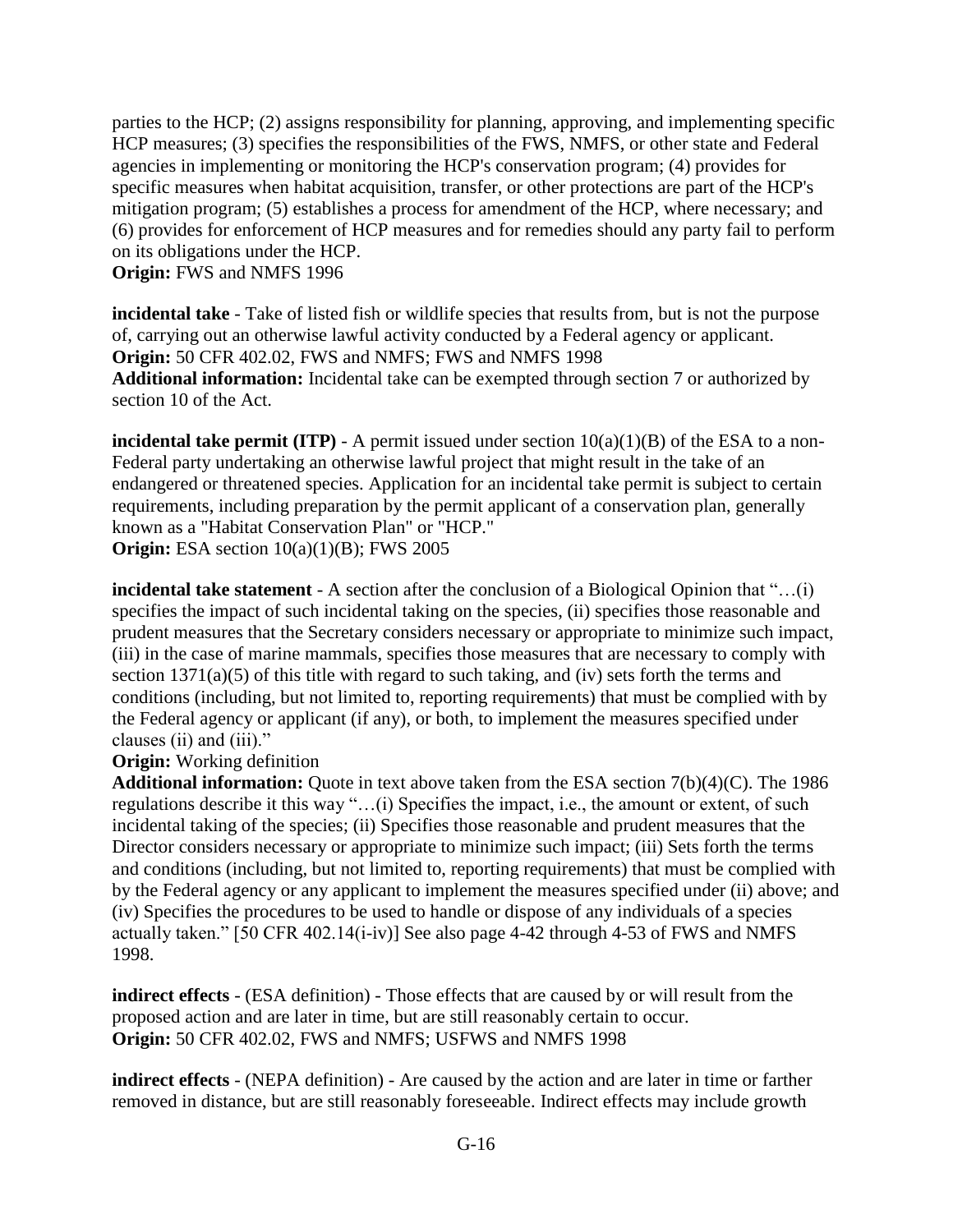parties to the HCP; (2) assigns responsibility for planning, approving, and implementing specific HCP measures; (3) specifies the responsibilities of the FWS, NMFS, or other state and Federal agencies in implementing or monitoring the HCP's conservation program; (4) provides for specific measures when habitat acquisition, transfer, or other protections are part of the HCP's mitigation program; (5) establishes a process for amendment of the HCP, where necessary; and (6) provides for enforcement of HCP measures and for remedies should any party fail to perform on its obligations under the HCP.
**Origin:** FWS and NMFS 1996

**incidental take** - Take of listed fish or wildlife species that results from, but is not the purpose of, carrying out an otherwise lawful activity conducted by a Federal agency or applicant.
**Origin:** 50 CFR 402.02, FWS and NMFS; FWS and NMFS 1998
**Additional information:** Incidental take can be exempted through section 7 or authorized by section 10 of the Act.

**incidental take permit (ITP)** - A permit issued under section 10(a)(1)(B) of the ESA to a non-Federal party undertaking an otherwise lawful project that might result in the take of an endangered or threatened species. Application for an incidental take permit is subject to certain requirements, including preparation by the permit applicant of a conservation plan, generally known as a "Habitat Conservation Plan" or "HCP."
**Origin:** ESA section 10(a)(1)(B); FWS 2005

**incidental take statement** - A section after the conclusion of a Biological Opinion that "…(i) specifies the impact of such incidental taking on the species, (ii) specifies those reasonable and prudent measures that the Secretary considers necessary or appropriate to minimize such impact, (iii) in the case of marine mammals, specifies those measures that are necessary to comply with section 1371(a)(5) of this title with regard to such taking, and (iv) sets forth the terms and conditions (including, but not limited to, reporting requirements) that must be complied with by the Federal agency or applicant (if any), or both, to implement the measures specified under clauses (ii) and (iii)."
**Origin:** Working definition
**Additional information:** Quote in text above taken from the ESA section 7(b)(4)(C). The 1986 regulations describe it this way "…(i) Specifies the impact, i.e., the amount or extent, of such incidental taking of the species; (ii) Specifies those reasonable and prudent measures that the Director considers necessary or appropriate to minimize such impact; (iii) Sets forth the terms and conditions (including, but not limited to, reporting requirements) that must be complied with by the Federal agency or any applicant to implement the measures specified under (ii) above; and (iv) Specifies the procedures to be used to handle or dispose of any individuals of a species actually taken." [50 CFR 402.14(i-iv)] See also page 4-42 through 4-53 of FWS and NMFS 1998.

**indirect effects** - (ESA definition) - Those effects that are caused by or will result from the proposed action and are later in time, but are still reasonably certain to occur.
**Origin:** 50 CFR 402.02, FWS and NMFS; USFWS and NMFS 1998

**indirect effects** - (NEPA definition) - Are caused by the action and are later in time or farther removed in distance, but are still reasonably foreseeable. Indirect effects may include growth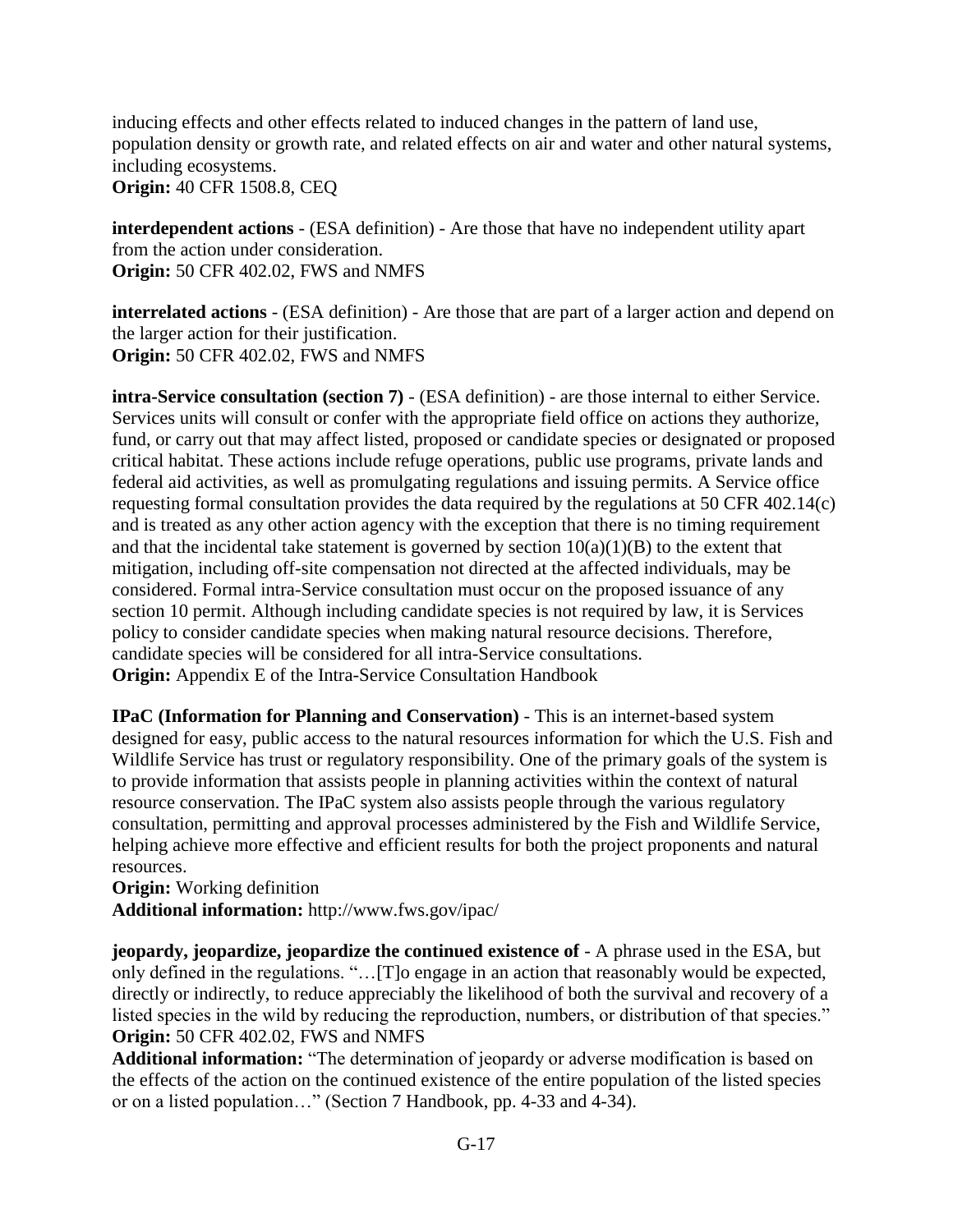inducing effects and other effects related to induced changes in the pattern of land use, population density or growth rate, and related effects on air and water and other natural systems, including ecosystems.
**Origin:** 40 CFR 1508.8, CEQ

**interdependent actions** - (ESA definition) - Are those that have no independent utility apart from the action under consideration.
**Origin:** 50 CFR 402.02, FWS and NMFS

**interrelated actions** - (ESA definition) - Are those that are part of a larger action and depend on the larger action for their justification.
**Origin:** 50 CFR 402.02, FWS and NMFS

**intra-Service consultation (section 7)** - (ESA definition) - are those internal to either Service. Services units will consult or confer with the appropriate field office on actions they authorize, fund, or carry out that may affect listed, proposed or candidate species or designated or proposed critical habitat. These actions include refuge operations, public use programs, private lands and federal aid activities, as well as promulgating regulations and issuing permits. A Service office requesting formal consultation provides the data required by the regulations at 50 CFR 402.14(c) and is treated as any other action agency with the exception that there is no timing requirement and that the incidental take statement is governed by section 10(a)(1)(B) to the extent that mitigation, including off-site compensation not directed at the affected individuals, may be considered. Formal intra-Service consultation must occur on the proposed issuance of any section 10 permit. Although including candidate species is not required by law, it is Services policy to consider candidate species when making natural resource decisions. Therefore, candidate species will be considered for all intra-Service consultations.
**Origin:** Appendix E of the Intra-Service Consultation Handbook

**IPaC (Information for Planning and Conservation)** - This is an internet-based system designed for easy, public access to the natural resources information for which the U.S. Fish and Wildlife Service has trust or regulatory responsibility. One of the primary goals of the system is to provide information that assists people in planning activities within the context of natural resource conservation. The IPaC system also assists people through the various regulatory consultation, permitting and approval processes administered by the Fish and Wildlife Service, helping achieve more effective and efficient results for both the project proponents and natural resources.
**Origin:** Working definition
**Additional information:** http://www.fws.gov/ipac/

**jeopardy, jeopardize, jeopardize the continued existence of** - A phrase used in the ESA, but only defined in the regulations. "…[T]o engage in an action that reasonably would be expected, directly or indirectly, to reduce appreciably the likelihood of both the survival and recovery of a listed species in the wild by reducing the reproduction, numbers, or distribution of that species."
**Origin:** 50 CFR 402.02, FWS and NMFS
**Additional information:** "The determination of jeopardy or adverse modification is based on the effects of the action on the continued existence of the entire population of the listed species or on a listed population…" (Section 7 Handbook, pp. 4-33 and 4-34).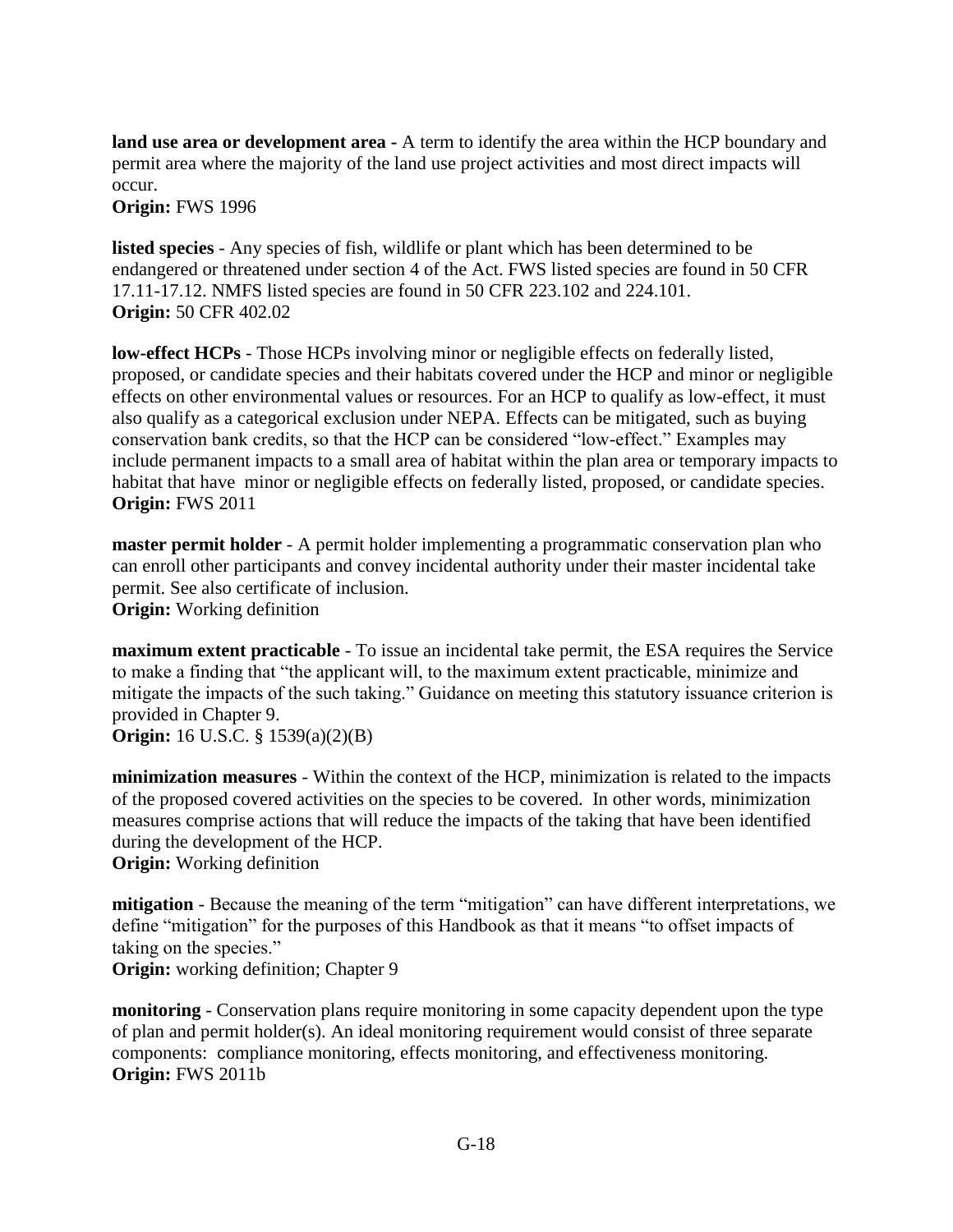**land use area or development area** - A term to identify the area within the HCP boundary and permit area where the majority of the land use project activities and most direct impacts will occur.
**Origin:** FWS 1996

**listed species** - Any species of fish, wildlife or plant which has been determined to be endangered or threatened under section 4 of the Act. FWS listed species are found in 50 CFR 17.11-17.12. NMFS listed species are found in 50 CFR 223.102 and 224.101.
**Origin:** 50 CFR 402.02

**low-effect HCPs** - Those HCPs involving minor or negligible effects on federally listed, proposed, or candidate species and their habitats covered under the HCP and minor or negligible effects on other environmental values or resources. For an HCP to qualify as low-effect, it must also qualify as a categorical exclusion under NEPA. Effects can be mitigated, such as buying conservation bank credits, so that the HCP can be considered "low-effect." Examples may include permanent impacts to a small area of habitat within the plan area or temporary impacts to habitat that have minor or negligible effects on federally listed, proposed, or candidate species.
**Origin:** FWS 2011

**master permit holder** - A permit holder implementing a programmatic conservation plan who can enroll other participants and convey incidental authority under their master incidental take permit. See also certificate of inclusion.
**Origin:** Working definition

**maximum extent practicable** - To issue an incidental take permit, the ESA requires the Service to make a finding that "the applicant will, to the maximum extent practicable, minimize and mitigate the impacts of the such taking." Guidance on meeting this statutory issuance criterion is provided in Chapter 9.
**Origin:** 16 U.S.C. § 1539(a)(2)(B)

**minimization measures** - Within the context of the HCP, minimization is related to the impacts of the proposed covered activities on the species to be covered. In other words, minimization measures comprise actions that will reduce the impacts of the taking that have been identified during the development of the HCP.
**Origin:** Working definition

**mitigation** - Because the meaning of the term "mitigation" can have different interpretations, we define "mitigation" for the purposes of this Handbook as that it means "to offset impacts of taking on the species."
**Origin:** working definition; Chapter 9

**monitoring** - Conservation plans require monitoring in some capacity dependent upon the type of plan and permit holder(s). An ideal monitoring requirement would consist of three separate components: compliance monitoring, effects monitoring, and effectiveness monitoring.
**Origin:** FWS 2011b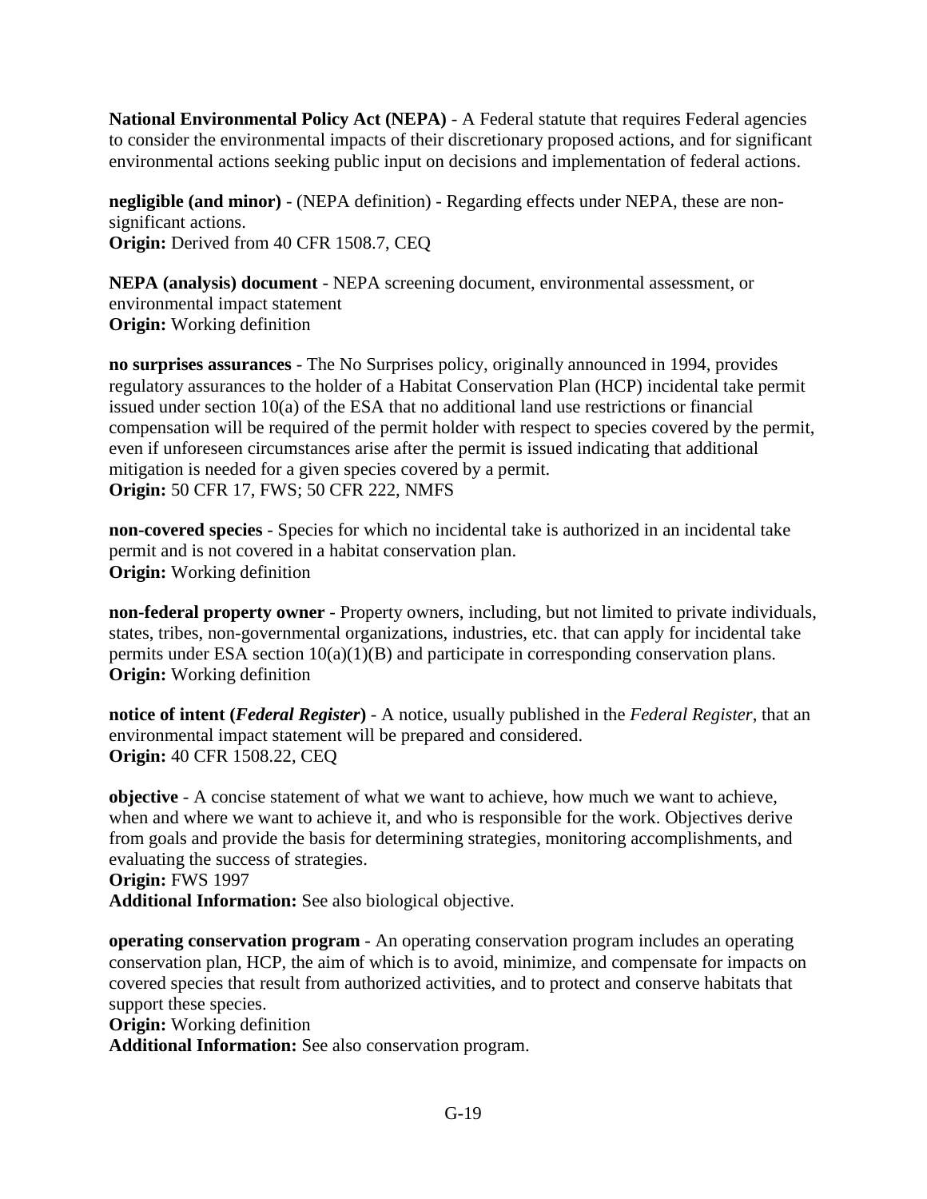**National Environmental Policy Act (NEPA)** - A Federal statute that requires Federal agencies to consider the environmental impacts of their discretionary proposed actions, and for significant environmental actions seeking public input on decisions and implementation of federal actions.

**negligible (and minor)** - (NEPA definition) - Regarding effects under NEPA, these are non-significant actions.
**Origin:** Derived from 40 CFR 1508.7, CEQ

**NEPA (analysis) document** - NEPA screening document, environmental assessment, or environmental impact statement
**Origin:** Working definition

**no surprises assurances** - The No Surprises policy, originally announced in 1994, provides regulatory assurances to the holder of a Habitat Conservation Plan (HCP) incidental take permit issued under section 10(a) of the ESA that no additional land use restrictions or financial compensation will be required of the permit holder with respect to species covered by the permit, even if unforeseen circumstances arise after the permit is issued indicating that additional mitigation is needed for a given species covered by a permit.
**Origin:** 50 CFR 17, FWS; 50 CFR 222, NMFS

**non-covered species** - Species for which no incidental take is authorized in an incidental take permit and is not covered in a habitat conservation plan.
**Origin:** Working definition

**non-federal property owner** - Property owners, including, but not limited to private individuals, states, tribes, non-governmental organizations, industries, etc. that can apply for incidental take permits under ESA section 10(a)(1)(B) and participate in corresponding conservation plans.
**Origin:** Working definition

**notice of intent (*Federal Register*)** - A notice, usually published in the *Federal Register*, that an environmental impact statement will be prepared and considered.
**Origin:** 40 CFR 1508.22, CEQ

**objective** - A concise statement of what we want to achieve, how much we want to achieve, when and where we want to achieve it, and who is responsible for the work. Objectives derive from goals and provide the basis for determining strategies, monitoring accomplishments, and evaluating the success of strategies.
**Origin:** FWS 1997
**Additional Information:** See also biological objective.

**operating conservation program** - An operating conservation program includes an operating conservation plan, HCP, the aim of which is to avoid, minimize, and compensate for impacts on covered species that result from authorized activities, and to protect and conserve habitats that support these species.
**Origin:** Working definition
**Additional Information:** See also conservation program.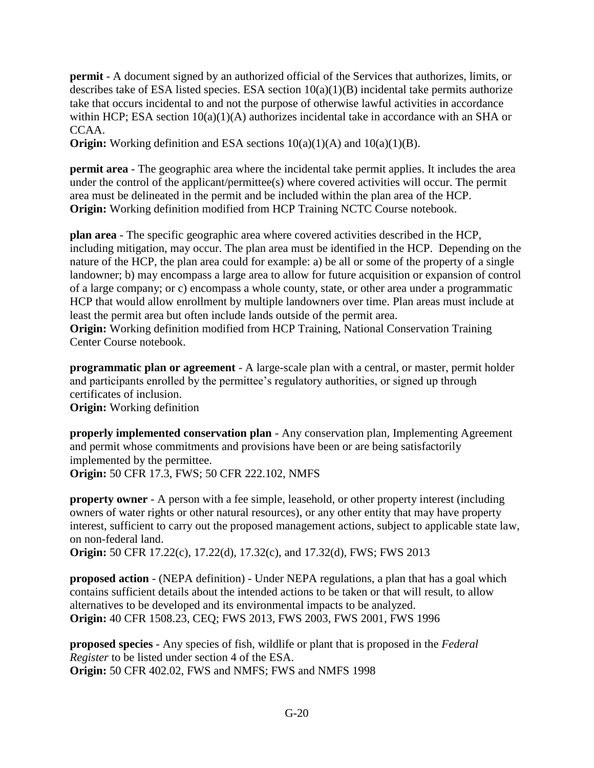**permit** - A document signed by an authorized official of the Services that authorizes, limits, or describes take of ESA listed species. ESA section 10(a)(1)(B) incidental take permits authorize take that occurs incidental to and not the purpose of otherwise lawful activities in accordance within HCP; ESA section 10(a)(1)(A) authorizes incidental take in accordance with an SHA or CCAA.
**Origin:** Working definition and ESA sections 10(a)(1)(A) and 10(a)(1)(B).

**permit area** - The geographic area where the incidental take permit applies. It includes the area under the control of the applicant/permittee(s) where covered activities will occur. The permit area must be delineated in the permit and be included within the plan area of the HCP.
**Origin:** Working definition modified from HCP Training NCTC Course notebook.

**plan area** - The specific geographic area where covered activities described in the HCP, including mitigation, may occur. The plan area must be identified in the HCP. Depending on the nature of the HCP, the plan area could for example: a) be all or some of the property of a single landowner; b) may encompass a large area to allow for future acquisition or expansion of control of a large company; or c) encompass a whole county, state, or other area under a programmatic HCP that would allow enrollment by multiple landowners over time. Plan areas must include at least the permit area but often include lands outside of the permit area.
**Origin:** Working definition modified from HCP Training, National Conservation Training Center Course notebook.

**programmatic plan or agreement** - A large-scale plan with a central, or master, permit holder and participants enrolled by the permittee's regulatory authorities, or signed up through certificates of inclusion.
**Origin:** Working definition

**properly implemented conservation plan** - Any conservation plan, Implementing Agreement and permit whose commitments and provisions have been or are being satisfactorily implemented by the permittee.
**Origin:** 50 CFR 17.3, FWS; 50 CFR 222.102, NMFS

**property owner** - A person with a fee simple, leasehold, or other property interest (including owners of water rights or other natural resources), or any other entity that may have property interest, sufficient to carry out the proposed management actions, subject to applicable state law, on non-federal land.
**Origin:** 50 CFR 17.22(c), 17.22(d), 17.32(c), and 17.32(d), FWS; FWS 2013

**proposed action** - (NEPA definition) - Under NEPA regulations, a plan that has a goal which contains sufficient details about the intended actions to be taken or that will result, to allow alternatives to be developed and its environmental impacts to be analyzed.
**Origin:** 40 CFR 1508.23, CEQ; FWS 2013, FWS 2003, FWS 2001, FWS 1996

**proposed species** - Any species of fish, wildlife or plant that is proposed in the *Federal Register* to be listed under section 4 of the ESA.
**Origin:** 50 CFR 402.02, FWS and NMFS; FWS and NMFS 1998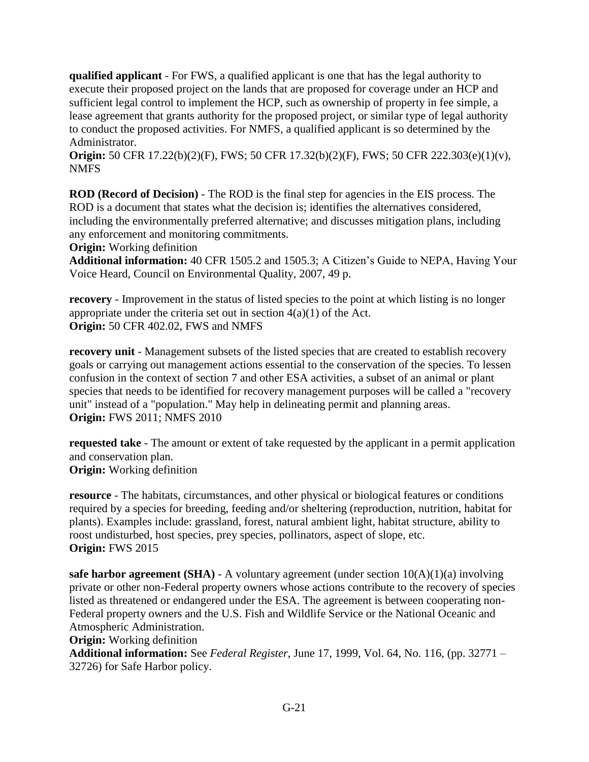**qualified applicant** - For FWS, a qualified applicant is one that has the legal authority to execute their proposed project on the lands that are proposed for coverage under an HCP and sufficient legal control to implement the HCP, such as ownership of property in fee simple, a lease agreement that grants authority for the proposed project, or similar type of legal authority to conduct the proposed activities. For NMFS, a qualified applicant is so determined by the Administrator.
**Origin:** 50 CFR 17.22(b)(2)(F), FWS; 50 CFR 17.32(b)(2)(F), FWS; 50 CFR 222.303(e)(1)(v), NMFS

**ROD (Record of Decision)** - The ROD is the final step for agencies in the EIS process. The ROD is a document that states what the decision is; identifies the alternatives considered, including the environmentally preferred alternative; and discusses mitigation plans, including any enforcement and monitoring commitments.
**Origin:** Working definition
**Additional information:** 40 CFR 1505.2 and 1505.3; A Citizen's Guide to NEPA, Having Your Voice Heard, Council on Environmental Quality, 2007, 49 p.

**recovery** - Improvement in the status of listed species to the point at which listing is no longer appropriate under the criteria set out in section 4(a)(1) of the Act.
**Origin:** 50 CFR 402.02, FWS and NMFS

**recovery unit** - Management subsets of the listed species that are created to establish recovery goals or carrying out management actions essential to the conservation of the species. To lessen confusion in the context of section 7 and other ESA activities, a subset of an animal or plant species that needs to be identified for recovery management purposes will be called a "recovery unit" instead of a "population." May help in delineating permit and planning areas.
**Origin:** FWS 2011; NMFS 2010

**requested take** - The amount or extent of take requested by the applicant in a permit application and conservation plan.
**Origin:** Working definition

**resource** - The habitats, circumstances, and other physical or biological features or conditions required by a species for breeding, feeding and/or sheltering (reproduction, nutrition, habitat for plants). Examples include: grassland, forest, natural ambient light, habitat structure, ability to roost undisturbed, host species, prey species, pollinators, aspect of slope, etc.
**Origin:** FWS 2015

**safe harbor agreement (SHA)** - A voluntary agreement (under section 10(A)(1)(a) involving private or other non-Federal property owners whose actions contribute to the recovery of species listed as threatened or endangered under the ESA. The agreement is between cooperating non-Federal property owners and the U.S. Fish and Wildlife Service or the National Oceanic and Atmospheric Administration.
**Origin:** Working definition
**Additional information:** See *Federal Register*, June 17, 1999, Vol. 64, No. 116, (pp. 32771 – 32726) for Safe Harbor policy.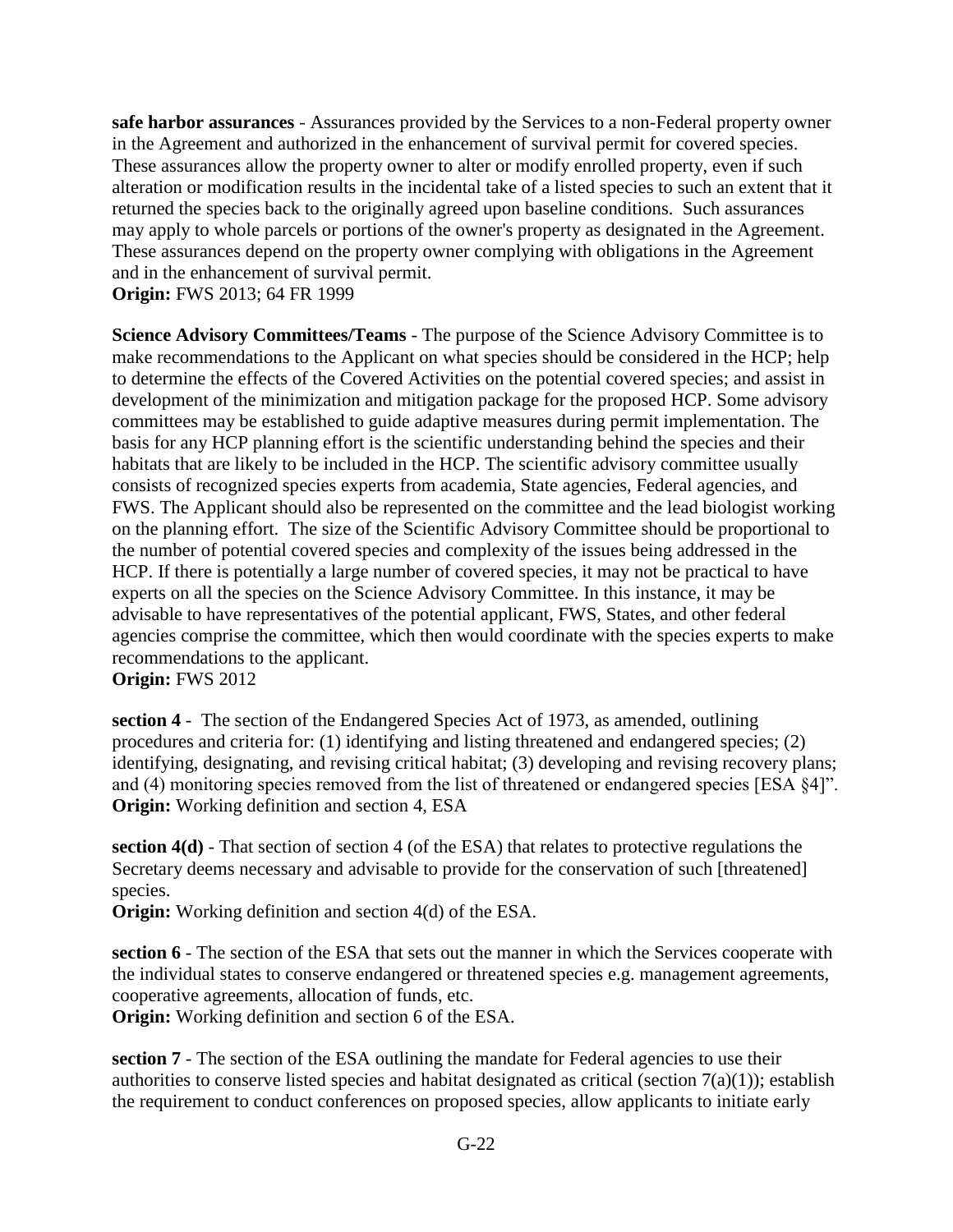**safe harbor assurances** - Assurances provided by the Services to a non-Federal property owner in the Agreement and authorized in the enhancement of survival permit for covered species. These assurances allow the property owner to alter or modify enrolled property, even if such alteration or modification results in the incidental take of a listed species to such an extent that it returned the species back to the originally agreed upon baseline conditions. Such assurances may apply to whole parcels or portions of the owner's property as designated in the Agreement. These assurances depend on the property owner complying with obligations in the Agreement and in the enhancement of survival permit.
**Origin:** FWS 2013; 64 FR 1999

**Science Advisory Committees/Teams** - The purpose of the Science Advisory Committee is to make recommendations to the Applicant on what species should be considered in the HCP; help to determine the effects of the Covered Activities on the potential covered species; and assist in development of the minimization and mitigation package for the proposed HCP. Some advisory committees may be established to guide adaptive measures during permit implementation. The basis for any HCP planning effort is the scientific understanding behind the species and their habitats that are likely to be included in the HCP. The scientific advisory committee usually consists of recognized species experts from academia, State agencies, Federal agencies, and FWS. The Applicant should also be represented on the committee and the lead biologist working on the planning effort. The size of the Scientific Advisory Committee should be proportional to the number of potential covered species and complexity of the issues being addressed in the HCP. If there is potentially a large number of covered species, it may not be practical to have experts on all the species on the Science Advisory Committee. In this instance, it may be advisable to have representatives of the potential applicant, FWS, States, and other federal agencies comprise the committee, which then would coordinate with the species experts to make recommendations to the applicant.
**Origin:** FWS 2012

**section 4** - The section of the Endangered Species Act of 1973, as amended, outlining procedures and criteria for: (1) identifying and listing threatened and endangered species; (2) identifying, designating, and revising critical habitat; (3) developing and revising recovery plans; and (4) monitoring species removed from the list of threatened or endangered species [ESA §4]".
**Origin:** Working definition and section 4, ESA

**section 4(d)** - That section of section 4 (of the ESA) that relates to protective regulations the Secretary deems necessary and advisable to provide for the conservation of such [threatened] species.
**Origin:** Working definition and section 4(d) of the ESA.

**section 6** - The section of the ESA that sets out the manner in which the Services cooperate with the individual states to conserve endangered or threatened species e.g. management agreements, cooperative agreements, allocation of funds, etc.
**Origin:** Working definition and section 6 of the ESA.

**section 7** - The section of the ESA outlining the mandate for Federal agencies to use their authorities to conserve listed species and habitat designated as critical (section 7(a)(1)); establish the requirement to conduct conferences on proposed species, allow applicants to initiate early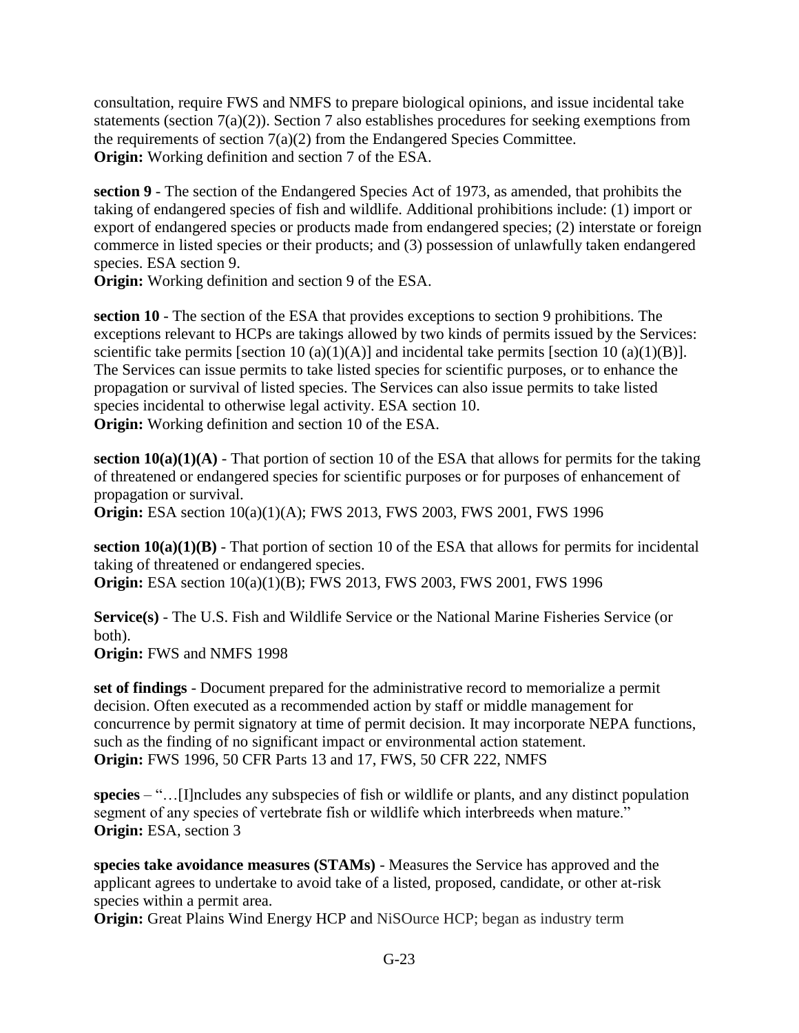consultation, require FWS and NMFS to prepare biological opinions, and issue incidental take statements (section 7(a)(2)). Section 7 also establishes procedures for seeking exemptions from the requirements of section 7(a)(2) from the Endangered Species Committee.
**Origin:** Working definition and section 7 of the ESA.

**section 9** - The section of the Endangered Species Act of 1973, as amended, that prohibits the taking of endangered species of fish and wildlife. Additional prohibitions include: (1) import or export of endangered species or products made from endangered species; (2) interstate or foreign commerce in listed species or their products; and (3) possession of unlawfully taken endangered species. ESA section 9.
**Origin:** Working definition and section 9 of the ESA.

**section 10** - The section of the ESA that provides exceptions to section 9 prohibitions. The exceptions relevant to HCPs are takings allowed by two kinds of permits issued by the Services: scientific take permits [section 10 (a)(1)(A)] and incidental take permits [section 10 (a)(1)(B)]. The Services can issue permits to take listed species for scientific purposes, or to enhance the propagation or survival of listed species. The Services can also issue permits to take listed species incidental to otherwise legal activity. ESA section 10.
**Origin:** Working definition and section 10 of the ESA.

**section 10(a)(1)(A)** - That portion of section 10 of the ESA that allows for permits for the taking of threatened or endangered species for scientific purposes or for purposes of enhancement of propagation or survival.
**Origin:** ESA section 10(a)(1)(A); FWS 2013, FWS 2003, FWS 2001, FWS 1996

**section 10(a)(1)(B)** - That portion of section 10 of the ESA that allows for permits for incidental taking of threatened or endangered species.
**Origin:** ESA section 10(a)(1)(B); FWS 2013, FWS 2003, FWS 2001, FWS 1996

**Service(s)** - The U.S. Fish and Wildlife Service or the National Marine Fisheries Service (or both).
**Origin:** FWS and NMFS 1998

**set of findings** - Document prepared for the administrative record to memorialize a permit decision. Often executed as a recommended action by staff or middle management for concurrence by permit signatory at time of permit decision. It may incorporate NEPA functions, such as the finding of no significant impact or environmental action statement.
**Origin:** FWS 1996, 50 CFR Parts 13 and 17, FWS, 50 CFR 222, NMFS

**species** – "…[I]ncludes any subspecies of fish or wildlife or plants, and any distinct population segment of any species of vertebrate fish or wildlife which interbreeds when mature."
**Origin:** ESA, section 3

**species take avoidance measures (STAMs)** - Measures the Service has approved and the applicant agrees to undertake to avoid take of a listed, proposed, candidate, or other at-risk species within a permit area.
**Origin:** Great Plains Wind Energy HCP and NiSOurce HCP; began as industry term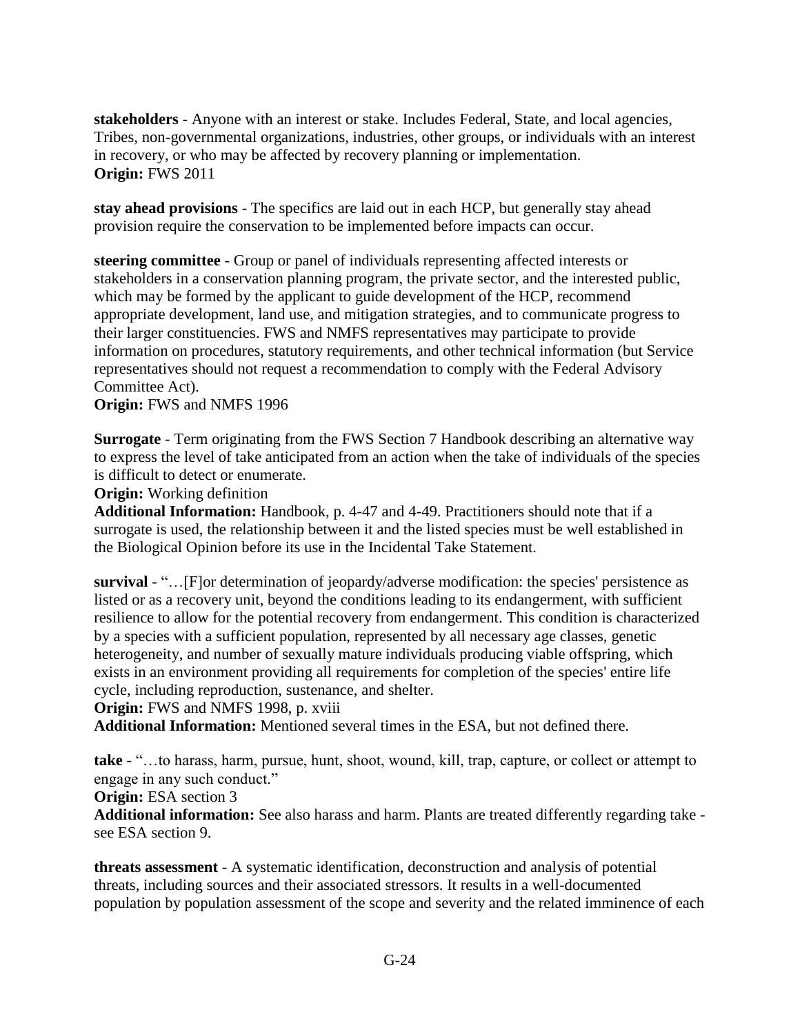**stakeholders** - Anyone with an interest or stake. Includes Federal, State, and local agencies, Tribes, non-governmental organizations, industries, other groups, or individuals with an interest in recovery, or who may be affected by recovery planning or implementation.
**Origin:** FWS 2011

**stay ahead provisions** - The specifics are laid out in each HCP, but generally stay ahead provision require the conservation to be implemented before impacts can occur.

**steering committee** - Group or panel of individuals representing affected interests or stakeholders in a conservation planning program, the private sector, and the interested public, which may be formed by the applicant to guide development of the HCP, recommend appropriate development, land use, and mitigation strategies, and to communicate progress to their larger constituencies. FWS and NMFS representatives may participate to provide information on procedures, statutory requirements, and other technical information (but Service representatives should not request a recommendation to comply with the Federal Advisory Committee Act).
**Origin:** FWS and NMFS 1996

**Surrogate** - Term originating from the FWS Section 7 Handbook describing an alternative way to express the level of take anticipated from an action when the take of individuals of the species is difficult to detect or enumerate.
**Origin:** Working definition
**Additional Information:** Handbook, p. 4-47 and 4-49. Practitioners should note that if a surrogate is used, the relationship between it and the listed species must be well established in the Biological Opinion before its use in the Incidental Take Statement.

**survival** - "…[F]or determination of jeopardy/adverse modification: the species' persistence as listed or as a recovery unit, beyond the conditions leading to its endangerment, with sufficient resilience to allow for the potential recovery from endangerment. This condition is characterized by a species with a sufficient population, represented by all necessary age classes, genetic heterogeneity, and number of sexually mature individuals producing viable offspring, which exists in an environment providing all requirements for completion of the species' entire life cycle, including reproduction, sustenance, and shelter.
**Origin:** FWS and NMFS 1998, p. xviii
**Additional Information:** Mentioned several times in the ESA, but not defined there.

**take** - "…to harass, harm, pursue, hunt, shoot, wound, kill, trap, capture, or collect or attempt to engage in any such conduct."
**Origin:** ESA section 3
**Additional information:** See also harass and harm. Plants are treated differently regarding take - see ESA section 9.

**threats assessment** - A systematic identification, deconstruction and analysis of potential threats, including sources and their associated stressors. It results in a well-documented population by population assessment of the scope and severity and the related imminence of each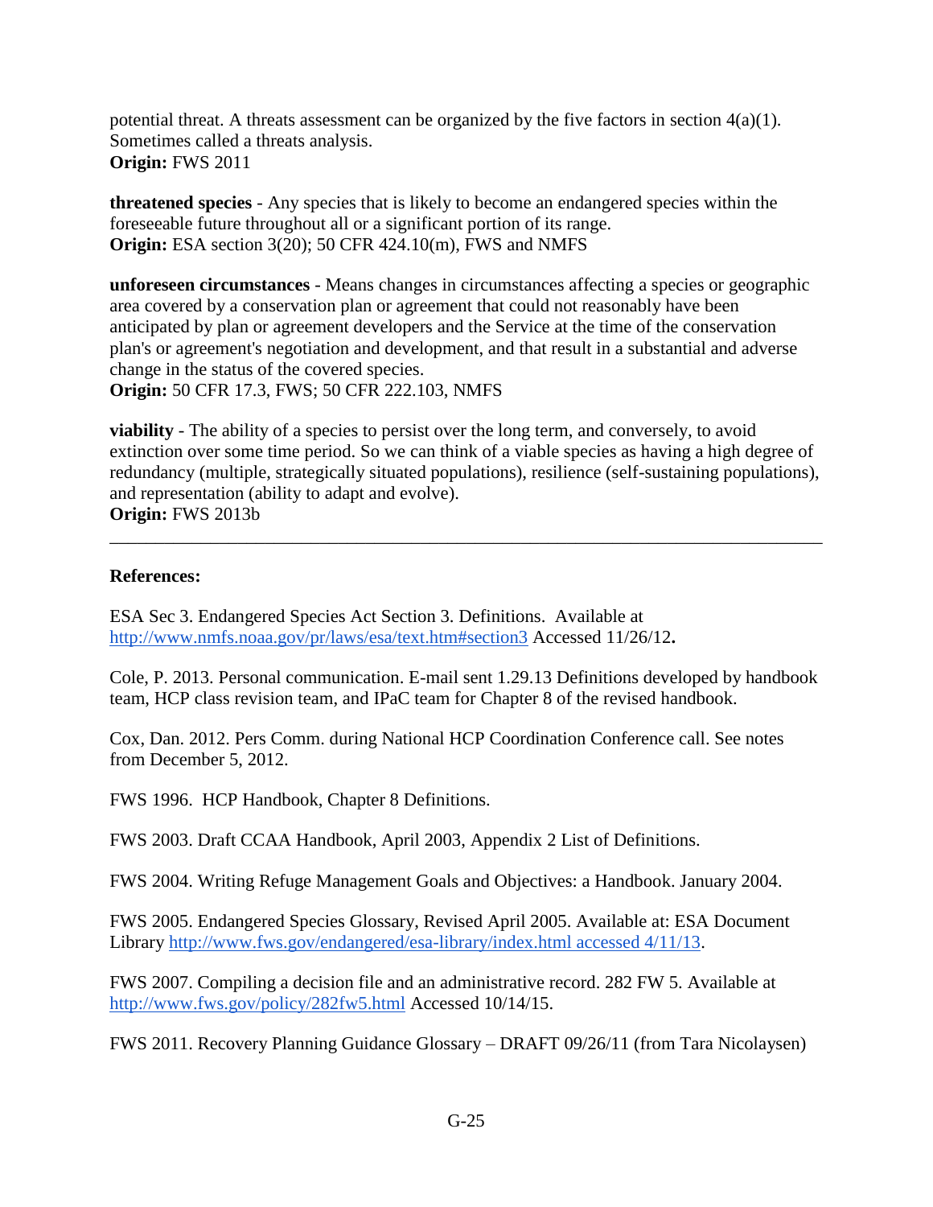potential threat. A threats assessment can be organized by the five factors in section 4(a)(1). Sometimes called a threats analysis.
**Origin:** FWS 2011

**threatened species** - Any species that is likely to become an endangered species within the foreseeable future throughout all or a significant portion of its range.
**Origin:** ESA section 3(20); 50 CFR 424.10(m), FWS and NMFS

**unforeseen circumstances** - Means changes in circumstances affecting a species or geographic area covered by a conservation plan or agreement that could not reasonably have been anticipated by plan or agreement developers and the Service at the time of the conservation plan's or agreement's negotiation and development, and that result in a substantial and adverse change in the status of the covered species.
**Origin:** 50 CFR 17.3, FWS; 50 CFR 222.103, NMFS

**viability** - The ability of a species to persist over the long term, and conversely, to avoid extinction over some time period. So we can think of a viable species as having a high degree of redundancy (multiple, strategically situated populations), resilience (self-sustaining populations), and representation (ability to adapt and evolve).
**Origin:** FWS 2013b

---

**References:**

ESA Sec 3. Endangered Species Act Section 3. Definitions. Available at http://www.nmfs.noaa.gov/pr/laws/esa/text.htm#section3 Accessed 11/26/12**.**

Cole, P. 2013. Personal communication. E-mail sent 1.29.13 Definitions developed by handbook team, HCP class revision team, and IPaC team for Chapter 8 of the revised handbook.

Cox, Dan. 2012. Pers Comm. during National HCP Coordination Conference call. See notes from December 5, 2012.

FWS 1996. HCP Handbook, Chapter 8 Definitions.

FWS 2003. Draft CCAA Handbook, April 2003, Appendix 2 List of Definitions.

FWS 2004. Writing Refuge Management Goals and Objectives: a Handbook. January 2004.

FWS 2005. Endangered Species Glossary, Revised April 2005. Available at: ESA Document Library http://www.fws.gov/endangered/esa-library/index.html accessed 4/11/13.

FWS 2007. Compiling a decision file and an administrative record. 282 FW 5. Available at http://www.fws.gov/policy/282fw5.html Accessed 10/14/15.

FWS 2011. Recovery Planning Guidance Glossary – DRAFT 09/26/11 (from Tara Nicolaysen)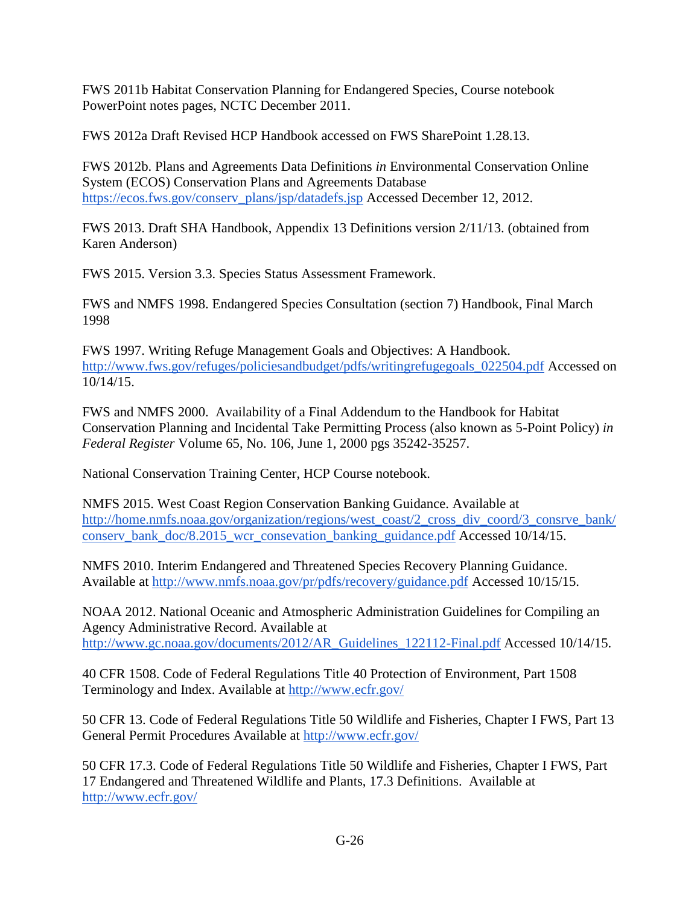FWS 2011b Habitat Conservation Planning for Endangered Species, Course notebook PowerPoint notes pages, NCTC December 2011.

FWS 2012a Draft Revised HCP Handbook accessed on FWS SharePoint 1.28.13.

FWS 2012b. Plans and Agreements Data Definitions *in* Environmental Conservation Online System (ECOS) Conservation Plans and Agreements Database https://ecos.fws.gov/conserv_plans/jsp/datadefs.jsp Accessed December 12, 2012.

FWS 2013. Draft SHA Handbook, Appendix 13 Definitions version 2/11/13. (obtained from Karen Anderson)

FWS 2015. Version 3.3. Species Status Assessment Framework.

FWS and NMFS 1998. Endangered Species Consultation (section 7) Handbook, Final March 1998

FWS 1997. Writing Refuge Management Goals and Objectives: A Handbook. http://www.fws.gov/refuges/policiesandbudget/pdfs/writingrefugegoals_022504.pdf Accessed on 10/14/15.

FWS and NMFS 2000. Availability of a Final Addendum to the Handbook for Habitat Conservation Planning and Incidental Take Permitting Process (also known as 5-Point Policy) *in Federal Register* Volume 65, No. 106, June 1, 2000 pgs 35242-35257.

National Conservation Training Center, HCP Course notebook.

NMFS 2015. West Coast Region Conservation Banking Guidance. Available at http://home.nmfs.noaa.gov/organization/regions/west_coast/2_cross_div_coord/3_consrve_bank/conserv_bank_doc/8.2015_wcr_consevation_banking_guidance.pdf Accessed 10/14/15.

NMFS 2010. Interim Endangered and Threatened Species Recovery Planning Guidance. Available at http://www.nmfs.noaa.gov/pr/pdfs/recovery/guidance.pdf Accessed 10/15/15.

NOAA 2012. National Oceanic and Atmospheric Administration Guidelines for Compiling an Agency Administrative Record. Available at http://www.gc.noaa.gov/documents/2012/AR_Guidelines_122112-Final.pdf Accessed 10/14/15.

40 CFR 1508. Code of Federal Regulations Title 40 Protection of Environment, Part 1508 Terminology and Index. Available at http://www.ecfr.gov/

50 CFR 13. Code of Federal Regulations Title 50 Wildlife and Fisheries, Chapter I FWS, Part 13 General Permit Procedures Available at http://www.ecfr.gov/

50 CFR 17.3. Code of Federal Regulations Title 50 Wildlife and Fisheries, Chapter I FWS, Part 17 Endangered and Threatened Wildlife and Plants, 17.3 Definitions. Available at http://www.ecfr.gov/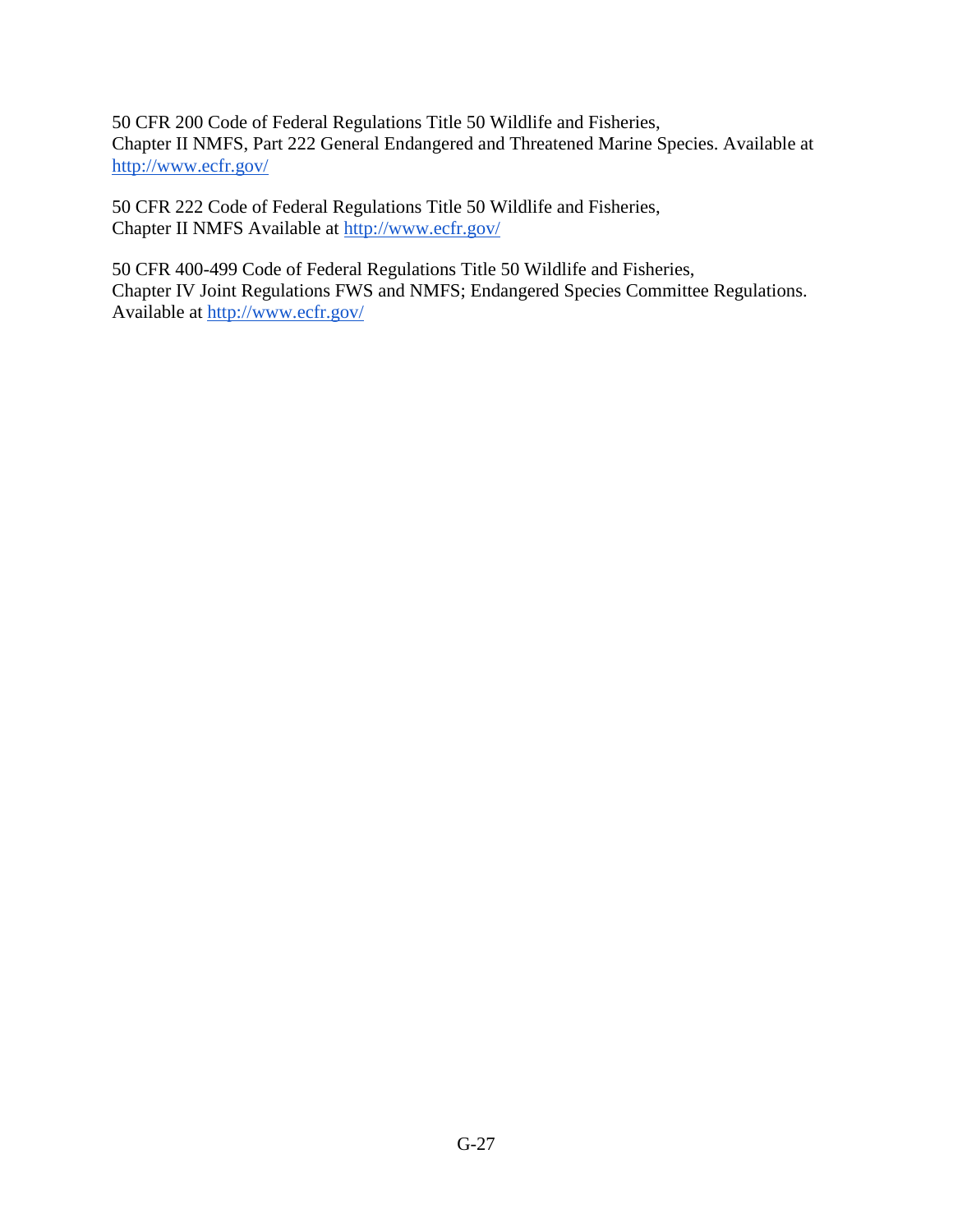50 CFR 200 Code of Federal Regulations Title 50 Wildlife and Fisheries,
Chapter II NMFS, Part 222 General Endangered and Threatened Marine Species. Available at http://www.ecfr.gov/

50 CFR 222 Code of Federal Regulations Title 50 Wildlife and Fisheries,
Chapter II NMFS Available at http://www.ecfr.gov/

50 CFR 400-499 Code of Federal Regulations Title 50 Wildlife and Fisheries,
Chapter IV Joint Regulations FWS and NMFS; Endangered Species Committee Regulations. Available at http://www.ecfr.gov/